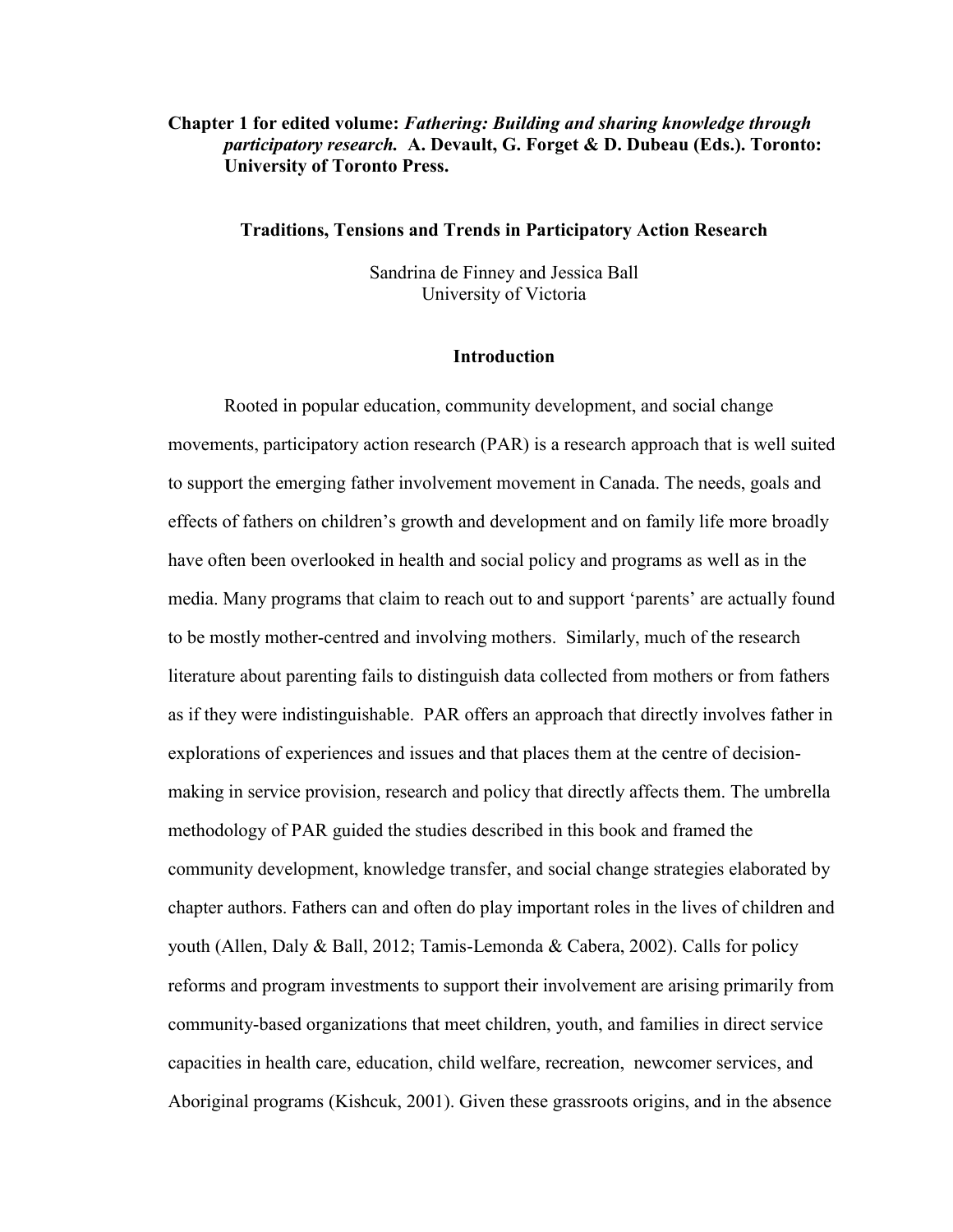**Chapter 1 for edited volume:** ***Fathering: Building and sharing knowledge through participatory research.*** **A. Devault, G. Forget & D. Dubeau (Eds.). Toronto: University of Toronto Press.**

# Traditions, Tensions and Trends in Participatory Action Research

Sandrina de Finney and Jessica Ball
University of Victoria

## Introduction

Rooted in popular education, community development, and social change movements, participatory action research (PAR) is a research approach that is well suited to support the emerging father involvement movement in Canada. The needs, goals and effects of fathers on children's growth and development and on family life more broadly have often been overlooked in health and social policy and programs as well as in the media. Many programs that claim to reach out to and support 'parents' are actually found to be mostly mother-centred and involving mothers. Similarly, much of the research literature about parenting fails to distinguish data collected from mothers or from fathers as if they were indistinguishable. PAR offers an approach that directly involves father in explorations of experiences and issues and that places them at the centre of decision-making in service provision, research and policy that directly affects them. The umbrella methodology of PAR guided the studies described in this book and framed the community development, knowledge transfer, and social change strategies elaborated by chapter authors. Fathers can and often do play important roles in the lives of children and youth (Allen, Daly & Ball, 2012; Tamis-Lemonda & Cabera, 2002). Calls for policy reforms and program investments to support their involvement are arising primarily from community-based organizations that meet children, youth, and families in direct service capacities in health care, education, child welfare, recreation, newcomer services, and Aboriginal programs (Kishcuk, 2001). Given these grassroots origins, and in the absence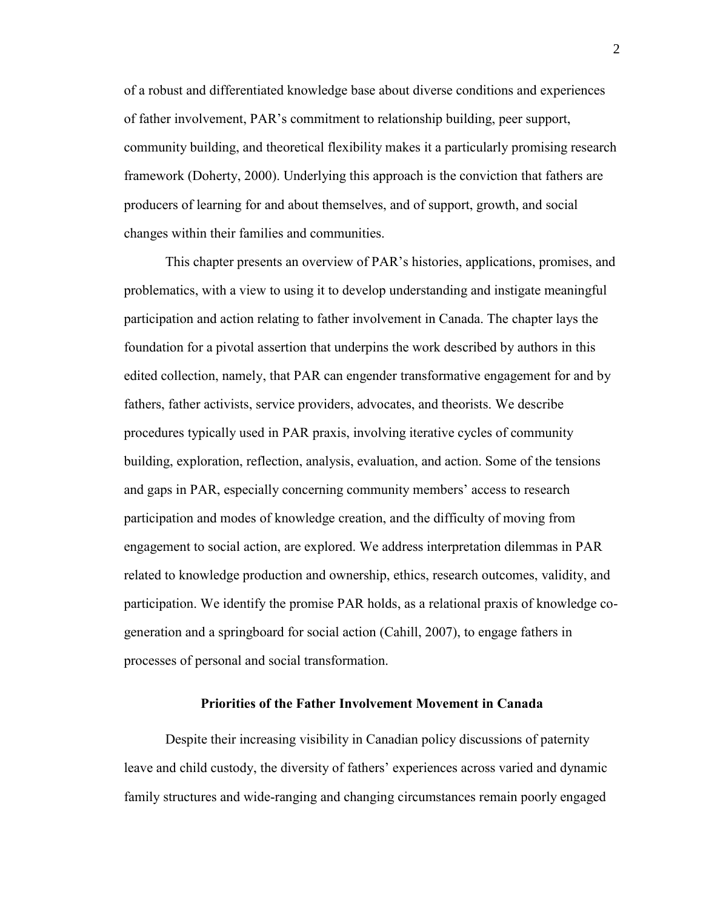of a robust and differentiated knowledge base about diverse conditions and experiences of father involvement, PAR's commitment to relationship building, peer support, community building, and theoretical flexibility makes it a particularly promising research framework (Doherty, 2000). Underlying this approach is the conviction that fathers are producers of learning for and about themselves, and of support, growth, and social changes within their families and communities.

This chapter presents an overview of PAR's histories, applications, promises, and problematics, with a view to using it to develop understanding and instigate meaningful participation and action relating to father involvement in Canada. The chapter lays the foundation for a pivotal assertion that underpins the work described by authors in this edited collection, namely, that PAR can engender transformative engagement for and by fathers, father activists, service providers, advocates, and theorists. We describe procedures typically used in PAR praxis, involving iterative cycles of community building, exploration, reflection, analysis, evaluation, and action. Some of the tensions and gaps in PAR, especially concerning community members' access to research participation and modes of knowledge creation, and the difficulty of moving from engagement to social action, are explored. We address interpretation dilemmas in PAR related to knowledge production and ownership, ethics, research outcomes, validity, and participation. We identify the promise PAR holds, as a relational praxis of knowledge co-generation and a springboard for social action (Cahill, 2007), to engage fathers in processes of personal and social transformation.

## Priorities of the Father Involvement Movement in Canada

Despite their increasing visibility in Canadian policy discussions of paternity leave and child custody, the diversity of fathers' experiences across varied and dynamic family structures and wide-ranging and changing circumstances remain poorly engaged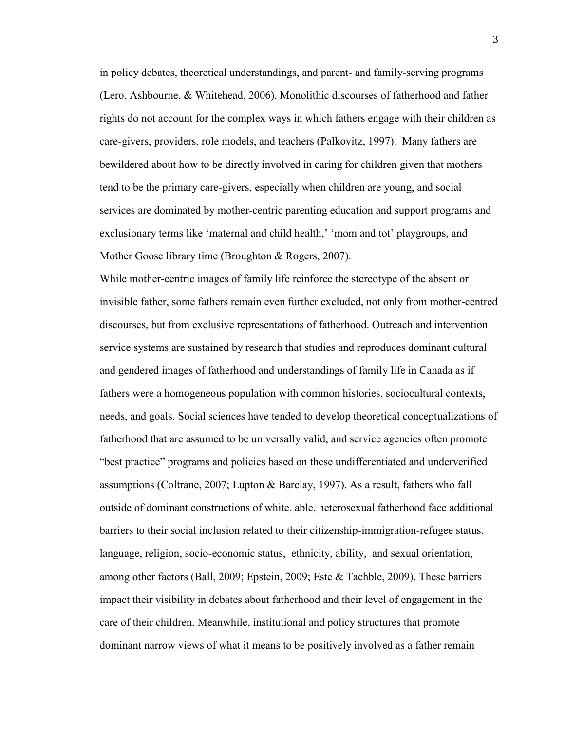in policy debates, theoretical understandings, and parent- and family-serving programs (Lero, Ashbourne, & Whitehead, 2006). Monolithic discourses of fatherhood and father rights do not account for the complex ways in which fathers engage with their children as care-givers, providers, role models, and teachers (Palkovitz, 1997). Many fathers are bewildered about how to be directly involved in caring for children given that mothers tend to be the primary care-givers, especially when children are young, and social services are dominated by mother-centric parenting education and support programs and exclusionary terms like 'maternal and child health,' 'mom and tot' playgroups, and Mother Goose library time (Broughton & Rogers, 2007).

While mother-centric images of family life reinforce the stereotype of the absent or invisible father, some fathers remain even further excluded, not only from mother-centred discourses, but from exclusive representations of fatherhood. Outreach and intervention service systems are sustained by research that studies and reproduces dominant cultural and gendered images of fatherhood and understandings of family life in Canada as if fathers were a homogeneous population with common histories, sociocultural contexts, needs, and goals. Social sciences have tended to develop theoretical conceptualizations of fatherhood that are assumed to be universally valid, and service agencies often promote "best practice" programs and policies based on these undifferentiated and underverified assumptions (Coltrane, 2007; Lupton & Barclay, 1997). As a result, fathers who fall outside of dominant constructions of white, able, heterosexual fatherhood face additional barriers to their social inclusion related to their citizenship-immigration-refugee status, language, religion, socio-economic status, ethnicity, ability, and sexual orientation, among other factors (Ball, 2009; Epstein, 2009; Este & Tachble, 2009). These barriers impact their visibility in debates about fatherhood and their level of engagement in the care of their children. Meanwhile, institutional and policy structures that promote dominant narrow views of what it means to be positively involved as a father remain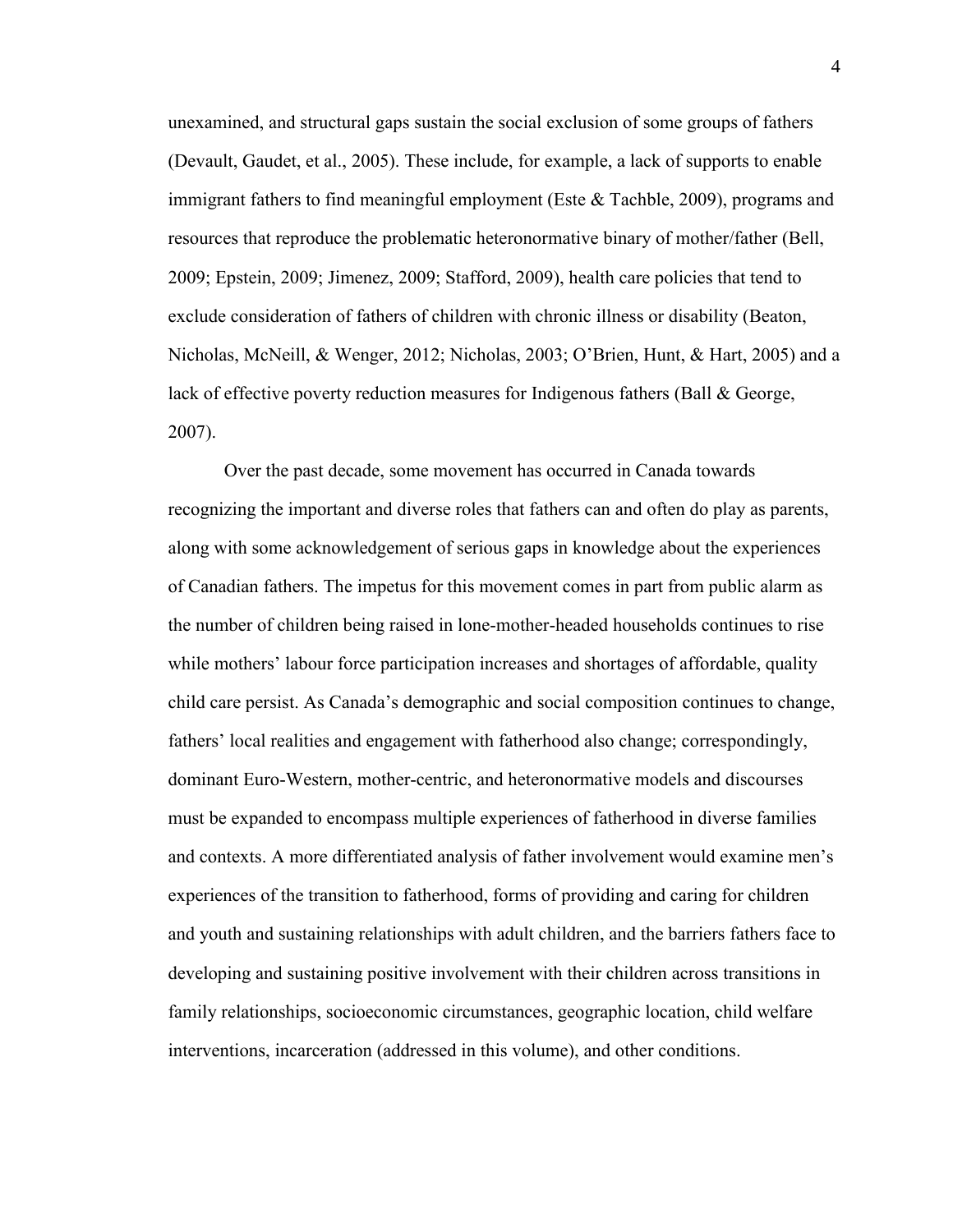unexamined, and structural gaps sustain the social exclusion of some groups of fathers (Devault, Gaudet, et al., 2005). These include, for example, a lack of supports to enable immigrant fathers to find meaningful employment (Este & Tachble, 2009), programs and resources that reproduce the problematic heteronormative binary of mother/father (Bell, 2009; Epstein, 2009; Jimenez, 2009; Stafford, 2009), health care policies that tend to exclude consideration of fathers of children with chronic illness or disability (Beaton, Nicholas, McNeill, & Wenger, 2012; Nicholas, 2003; O'Brien, Hunt, & Hart, 2005) and a lack of effective poverty reduction measures for Indigenous fathers (Ball & George, 2007).

Over the past decade, some movement has occurred in Canada towards recognizing the important and diverse roles that fathers can and often do play as parents, along with some acknowledgement of serious gaps in knowledge about the experiences of Canadian fathers. The impetus for this movement comes in part from public alarm as the number of children being raised in lone-mother-headed households continues to rise while mothers' labour force participation increases and shortages of affordable, quality child care persist. As Canada's demographic and social composition continues to change, fathers' local realities and engagement with fatherhood also change; correspondingly, dominant Euro-Western, mother-centric, and heteronormative models and discourses must be expanded to encompass multiple experiences of fatherhood in diverse families and contexts. A more differentiated analysis of father involvement would examine men's experiences of the transition to fatherhood, forms of providing and caring for children and youth and sustaining relationships with adult children, and the barriers fathers face to developing and sustaining positive involvement with their children across transitions in family relationships, socioeconomic circumstances, geographic location, child welfare interventions, incarceration (addressed in this volume), and other conditions.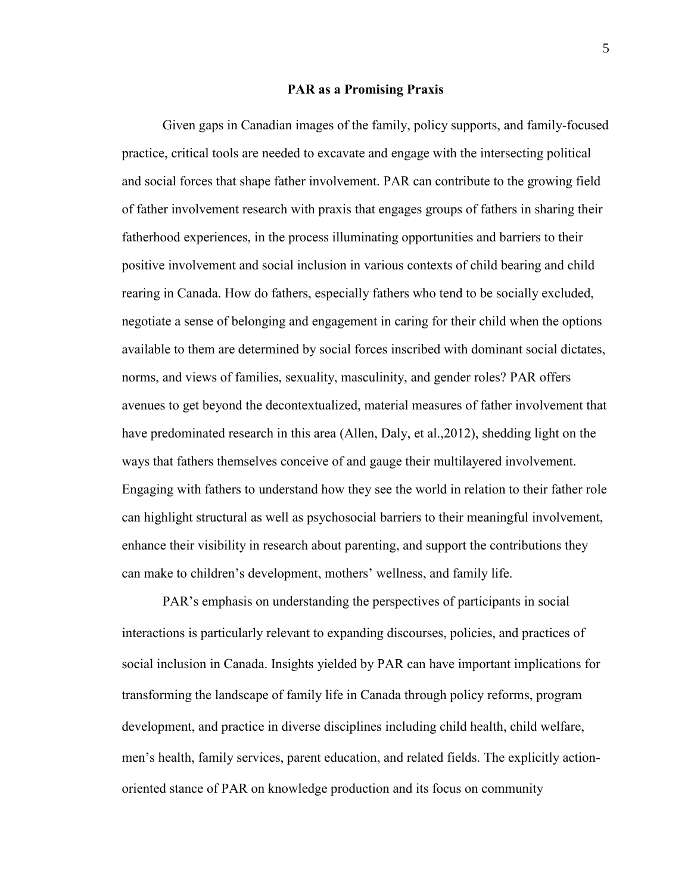## PAR as a Promising Praxis

Given gaps in Canadian images of the family, policy supports, and family-focused practice, critical tools are needed to excavate and engage with the intersecting political and social forces that shape father involvement. PAR can contribute to the growing field of father involvement research with praxis that engages groups of fathers in sharing their fatherhood experiences, in the process illuminating opportunities and barriers to their positive involvement and social inclusion in various contexts of child bearing and child rearing in Canada. How do fathers, especially fathers who tend to be socially excluded, negotiate a sense of belonging and engagement in caring for their child when the options available to them are determined by social forces inscribed with dominant social dictates, norms, and views of families, sexuality, masculinity, and gender roles? PAR offers avenues to get beyond the decontextualized, material measures of father involvement that have predominated research in this area (Allen, Daly, et al.,2012), shedding light on the ways that fathers themselves conceive of and gauge their multilayered involvement. Engaging with fathers to understand how they see the world in relation to their father role can highlight structural as well as psychosocial barriers to their meaningful involvement, enhance their visibility in research about parenting, and support the contributions they can make to children's development, mothers' wellness, and family life.

PAR's emphasis on understanding the perspectives of participants in social interactions is particularly relevant to expanding discourses, policies, and practices of social inclusion in Canada. Insights yielded by PAR can have important implications for transforming the landscape of family life in Canada through policy reforms, program development, and practice in diverse disciplines including child health, child welfare, men's health, family services, parent education, and related fields. The explicitly action-oriented stance of PAR on knowledge production and its focus on community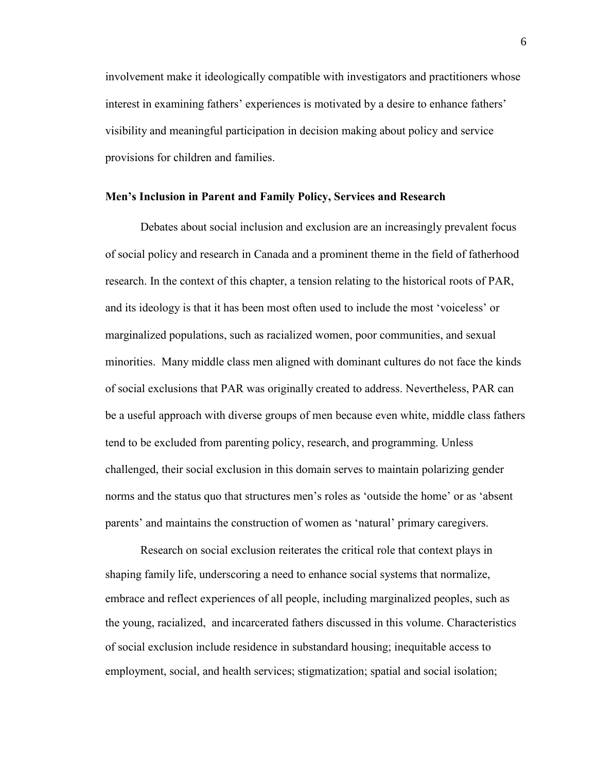involvement make it ideologically compatible with investigators and practitioners whose interest in examining fathers' experiences is motivated by a desire to enhance fathers' visibility and meaningful participation in decision making about policy and service provisions for children and families.

**Men's Inclusion in Parent and Family Policy, Services and Research**

Debates about social inclusion and exclusion are an increasingly prevalent focus of social policy and research in Canada and a prominent theme in the field of fatherhood research. In the context of this chapter, a tension relating to the historical roots of PAR, and its ideology is that it has been most often used to include the most 'voiceless' or marginalized populations, such as racialized women, poor communities, and sexual minorities. Many middle class men aligned with dominant cultures do not face the kinds of social exclusions that PAR was originally created to address. Nevertheless, PAR can be a useful approach with diverse groups of men because even white, middle class fathers tend to be excluded from parenting policy, research, and programming. Unless challenged, their social exclusion in this domain serves to maintain polarizing gender norms and the status quo that structures men's roles as 'outside the home' or as 'absent parents' and maintains the construction of women as 'natural' primary caregivers.

Research on social exclusion reiterates the critical role that context plays in shaping family life, underscoring a need to enhance social systems that normalize, embrace and reflect experiences of all people, including marginalized peoples, such as the young, racialized, and incarcerated fathers discussed in this volume. Characteristics of social exclusion include residence in substandard housing; inequitable access to employment, social, and health services; stigmatization; spatial and social isolation;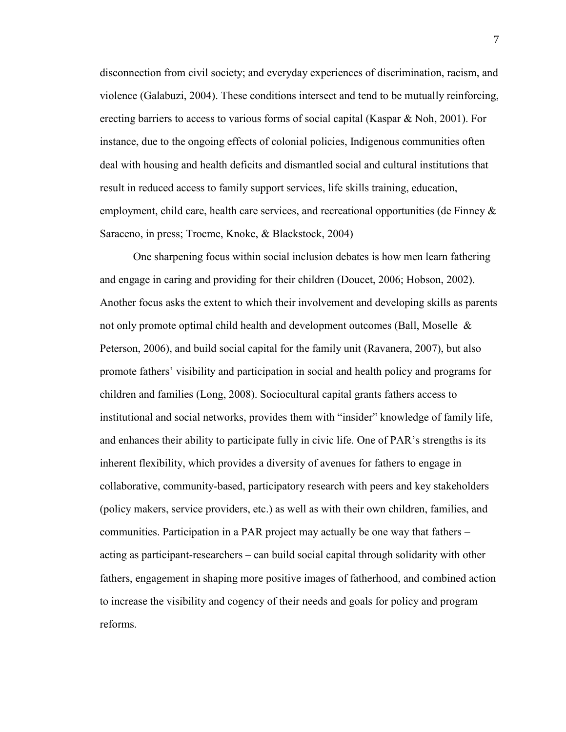disconnection from civil society; and everyday experiences of discrimination, racism, and violence (Galabuzi, 2004). These conditions intersect and tend to be mutually reinforcing, erecting barriers to access to various forms of social capital (Kaspar & Noh, 2001). For instance, due to the ongoing effects of colonial policies, Indigenous communities often deal with housing and health deficits and dismantled social and cultural institutions that result in reduced access to family support services, life skills training, education, employment, child care, health care services, and recreational opportunities (de Finney & Saraceno, in press; Trocme, Knoke, & Blackstock, 2004)

One sharpening focus within social inclusion debates is how men learn fathering and engage in caring and providing for their children (Doucet, 2006; Hobson, 2002). Another focus asks the extent to which their involvement and developing skills as parents not only promote optimal child health and development outcomes (Ball, Moselle & Peterson, 2006), and build social capital for the family unit (Ravanera, 2007), but also promote fathers' visibility and participation in social and health policy and programs for children and families (Long, 2008). Sociocultural capital grants fathers access to institutional and social networks, provides them with "insider" knowledge of family life, and enhances their ability to participate fully in civic life. One of PAR's strengths is its inherent flexibility, which provides a diversity of avenues for fathers to engage in collaborative, community-based, participatory research with peers and key stakeholders (policy makers, service providers, etc.) as well as with their own children, families, and communities. Participation in a PAR project may actually be one way that fathers – acting as participant-researchers – can build social capital through solidarity with other fathers, engagement in shaping more positive images of fatherhood, and combined action to increase the visibility and cogency of their needs and goals for policy and program reforms.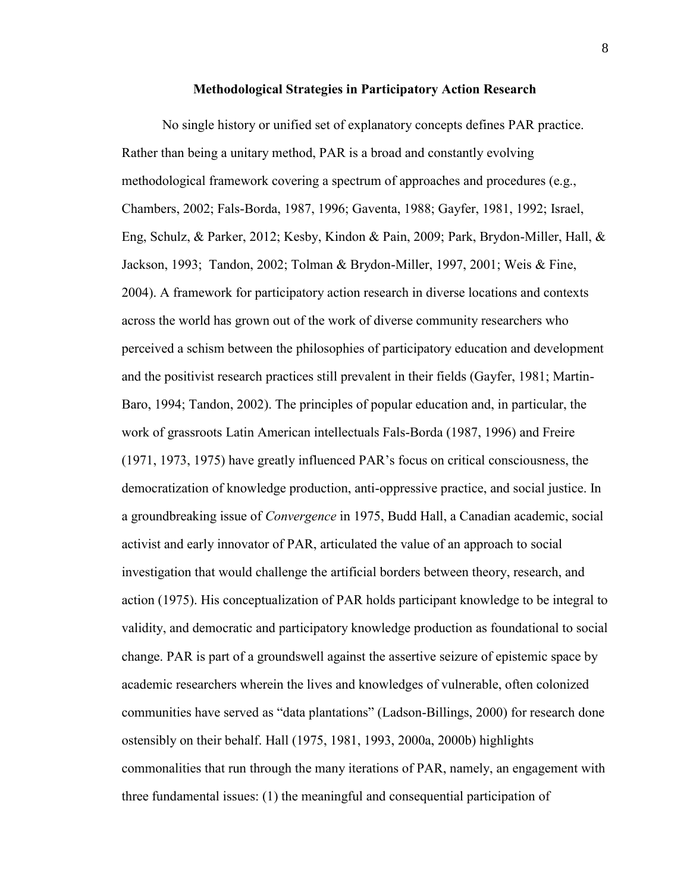## Methodological Strategies in Participatory Action Research

No single history or unified set of explanatory concepts defines PAR practice. Rather than being a unitary method, PAR is a broad and constantly evolving methodological framework covering a spectrum of approaches and procedures (e.g., Chambers, 2002; Fals-Borda, 1987, 1996; Gaventa, 1988; Gayfer, 1981, 1992; Israel, Eng, Schulz, & Parker, 2012; Kesby, Kindon & Pain, 2009; Park, Brydon-Miller, Hall, & Jackson, 1993; Tandon, 2002; Tolman & Brydon-Miller, 1997, 2001; Weis & Fine, 2004). A framework for participatory action research in diverse locations and contexts across the world has grown out of the work of diverse community researchers who perceived a schism between the philosophies of participatory education and development and the positivist research practices still prevalent in their fields (Gayfer, 1981; Martin-Baro, 1994; Tandon, 2002). The principles of popular education and, in particular, the work of grassroots Latin American intellectuals Fals-Borda (1987, 1996) and Freire (1971, 1973, 1975) have greatly influenced PAR's focus on critical consciousness, the democratization of knowledge production, anti-oppressive practice, and social justice. In a groundbreaking issue of *Convergence* in 1975, Budd Hall, a Canadian academic, social activist and early innovator of PAR, articulated the value of an approach to social investigation that would challenge the artificial borders between theory, research, and action (1975). His conceptualization of PAR holds participant knowledge to be integral to validity, and democratic and participatory knowledge production as foundational to social change. PAR is part of a groundswell against the assertive seizure of epistemic space by academic researchers wherein the lives and knowledges of vulnerable, often colonized communities have served as "data plantations" (Ladson-Billings, 2000) for research done ostensibly on their behalf. Hall (1975, 1981, 1993, 2000a, 2000b) highlights commonalities that run through the many iterations of PAR, namely, an engagement with three fundamental issues: (1) the meaningful and consequential participation of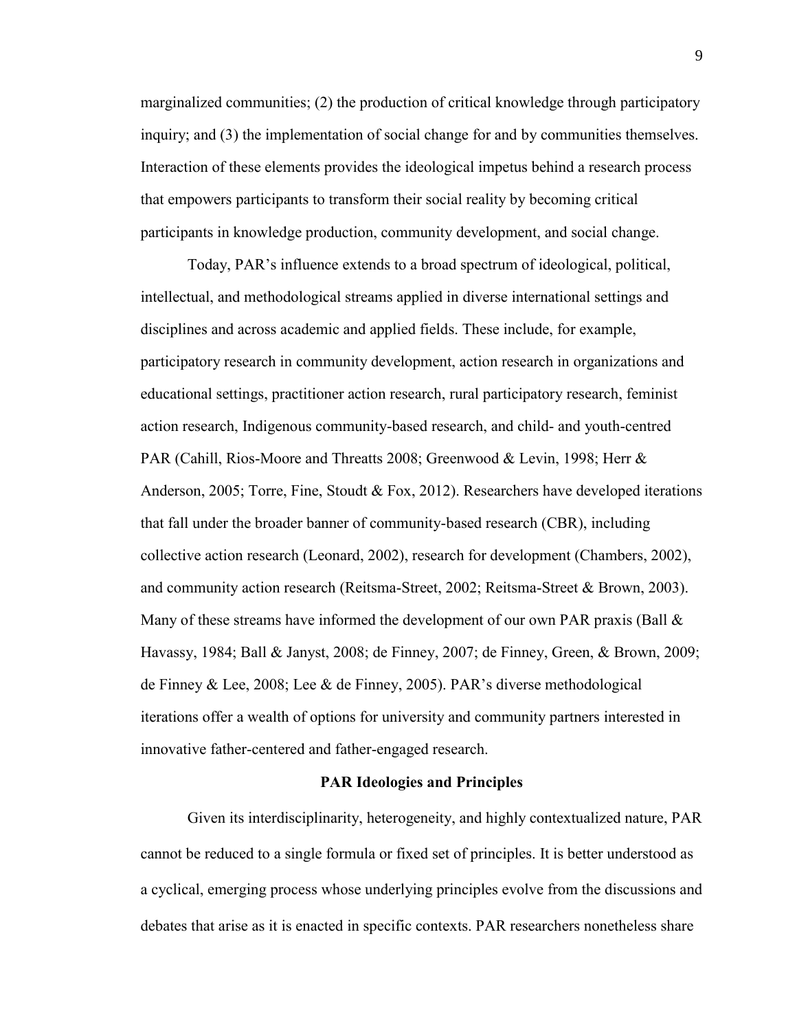marginalized communities; (2) the production of critical knowledge through participatory inquiry; and (3) the implementation of social change for and by communities themselves. Interaction of these elements provides the ideological impetus behind a research process that empowers participants to transform their social reality by becoming critical participants in knowledge production, community development, and social change.

Today, PAR's influence extends to a broad spectrum of ideological, political, intellectual, and methodological streams applied in diverse international settings and disciplines and across academic and applied fields. These include, for example, participatory research in community development, action research in organizations and educational settings, practitioner action research, rural participatory research, feminist action research, Indigenous community-based research, and child- and youth-centred PAR (Cahill, Rios-Moore and Threatts 2008; Greenwood & Levin, 1998; Herr & Anderson, 2005; Torre, Fine, Stoudt & Fox, 2012). Researchers have developed iterations that fall under the broader banner of community-based research (CBR), including collective action research (Leonard, 2002), research for development (Chambers, 2002), and community action research (Reitsma-Street, 2002; Reitsma-Street & Brown, 2003). Many of these streams have informed the development of our own PAR praxis (Ball & Havassy, 1984; Ball & Janyst, 2008; de Finney, 2007; de Finney, Green, & Brown, 2009; de Finney & Lee, 2008; Lee & de Finney, 2005). PAR's diverse methodological iterations offer a wealth of options for university and community partners interested in innovative father-centered and father-engaged research.

## PAR Ideologies and Principles

Given its interdisciplinarity, heterogeneity, and highly contextualized nature, PAR cannot be reduced to a single formula or fixed set of principles. It is better understood as a cyclical, emerging process whose underlying principles evolve from the discussions and debates that arise as it is enacted in specific contexts. PAR researchers nonetheless share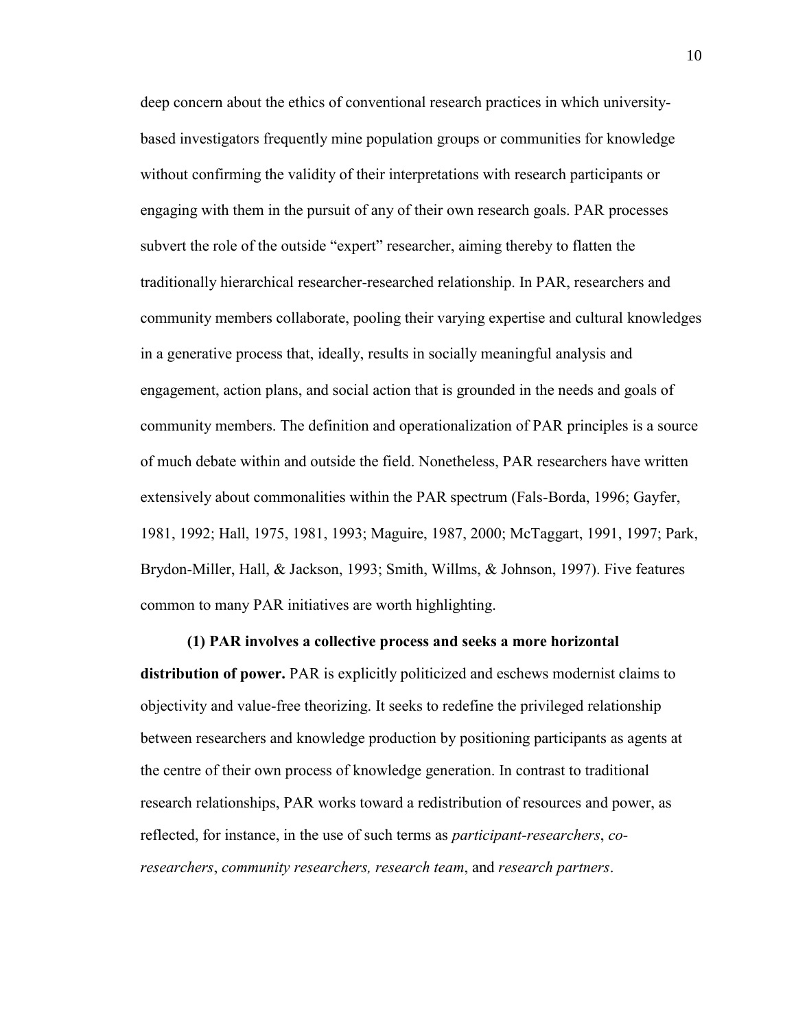deep concern about the ethics of conventional research practices in which university-based investigators frequently mine population groups or communities for knowledge without confirming the validity of their interpretations with research participants or engaging with them in the pursuit of any of their own research goals. PAR processes subvert the role of the outside "expert" researcher, aiming thereby to flatten the traditionally hierarchical researcher-researched relationship. In PAR, researchers and community members collaborate, pooling their varying expertise and cultural knowledges in a generative process that, ideally, results in socially meaningful analysis and engagement, action plans, and social action that is grounded in the needs and goals of community members. The definition and operationalization of PAR principles is a source of much debate within and outside the field. Nonetheless, PAR researchers have written extensively about commonalities within the PAR spectrum (Fals-Borda, 1996; Gayfer, 1981, 1992; Hall, 1975, 1981, 1993; Maguire, 1987, 2000; McTaggart, 1991, 1997; Park, Brydon-Miller, Hall, & Jackson, 1993; Smith, Willms, & Johnson, 1997). Five features common to many PAR initiatives are worth highlighting.

**(1) PAR involves a collective process and seeks a more horizontal distribution of power.** PAR is explicitly politicized and eschews modernist claims to objectivity and value-free theorizing. It seeks to redefine the privileged relationship between researchers and knowledge production by positioning participants as agents at the centre of their own process of knowledge generation. In contrast to traditional research relationships, PAR works toward a redistribution of resources and power, as reflected, for instance, in the use of such terms as *participant-researchers*, *co-researchers*, *community researchers, research team*, and *research partners*.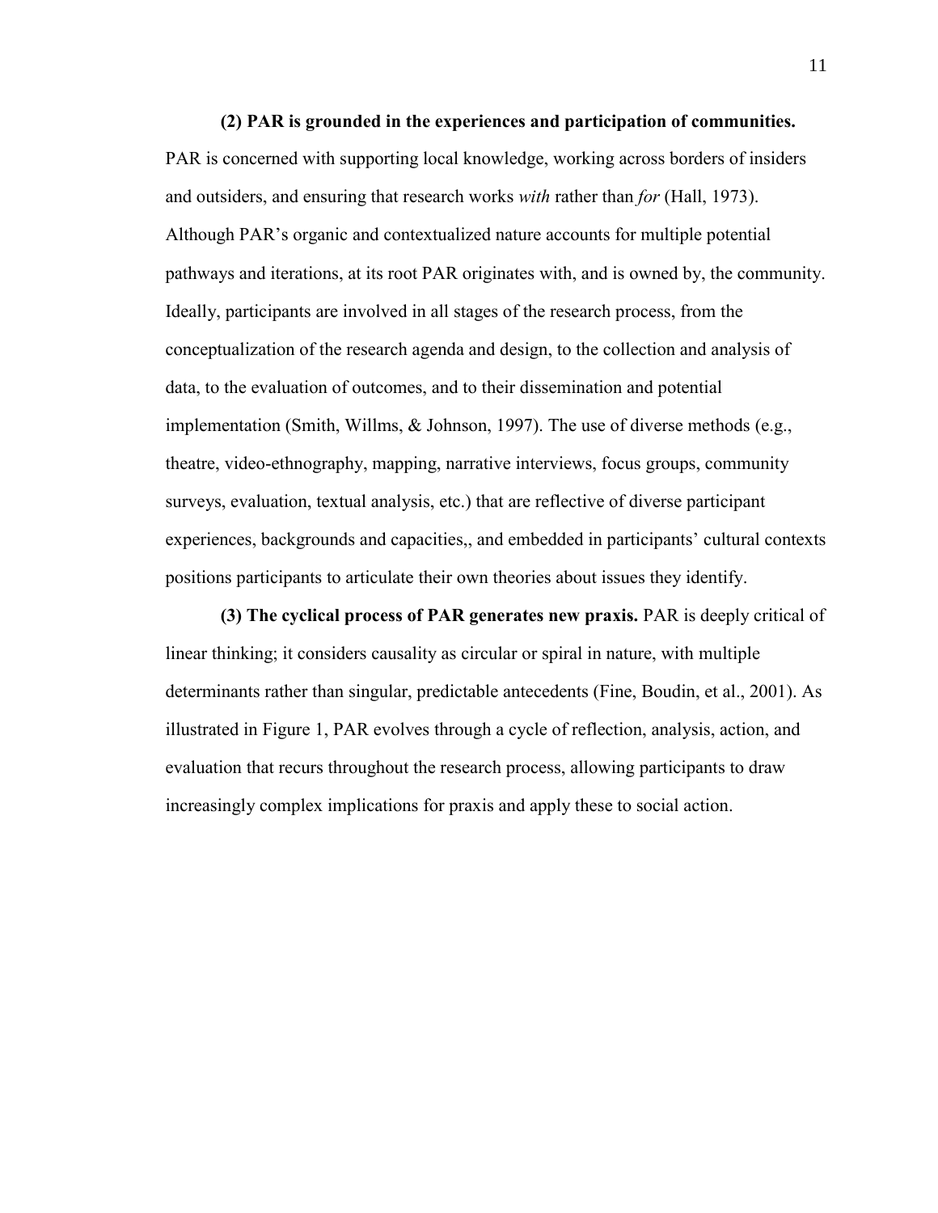**(2) PAR is grounded in the experiences and participation of communities.** PAR is concerned with supporting local knowledge, working across borders of insiders and outsiders, and ensuring that research works *with* rather than *for* (Hall, 1973). Although PAR's organic and contextualized nature accounts for multiple potential pathways and iterations, at its root PAR originates with, and is owned by, the community. Ideally, participants are involved in all stages of the research process, from the conceptualization of the research agenda and design, to the collection and analysis of data, to the evaluation of outcomes, and to their dissemination and potential implementation (Smith, Willms, & Johnson, 1997). The use of diverse methods (e.g., theatre, video-ethnography, mapping, narrative interviews, focus groups, community surveys, evaluation, textual analysis, etc.) that are reflective of diverse participant experiences, backgrounds and capacities,, and embedded in participants' cultural contexts positions participants to articulate their own theories about issues they identify.

**(3) The cyclical process of PAR generates new praxis.** PAR is deeply critical of linear thinking; it considers causality as circular or spiral in nature, with multiple determinants rather than singular, predictable antecedents (Fine, Boudin, et al., 2001). As illustrated in Figure 1, PAR evolves through a cycle of reflection, analysis, action, and evaluation that recurs throughout the research process, allowing participants to draw increasingly complex implications for praxis and apply these to social action.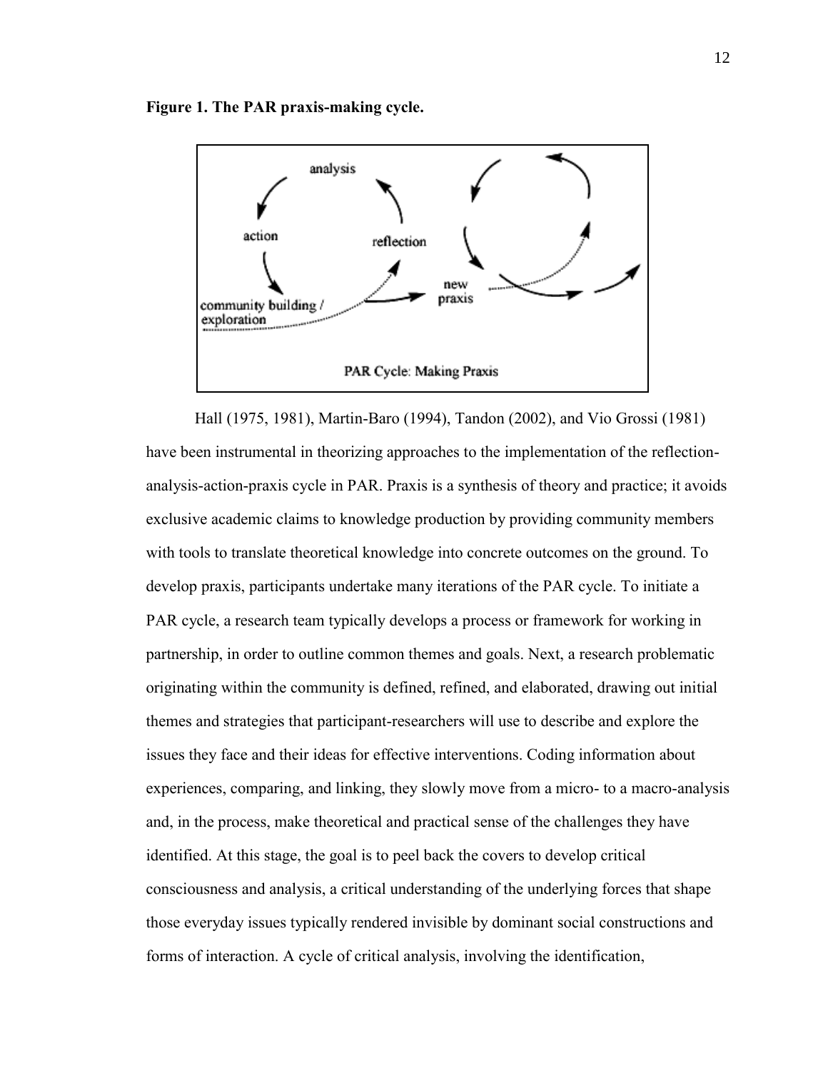**Figure 1. The PAR praxis-making cycle.**

Hall (1975, 1981), Martin-Baro (1994), Tandon (2002), and Vio Grossi (1981) have been instrumental in theorizing approaches to the implementation of the reflection-analysis-action-praxis cycle in PAR. Praxis is a synthesis of theory and practice; it avoids exclusive academic claims to knowledge production by providing community members with tools to translate theoretical knowledge into concrete outcomes on the ground. To develop praxis, participants undertake many iterations of the PAR cycle. To initiate a PAR cycle, a research team typically develops a process or framework for working in partnership, in order to outline common themes and goals. Next, a research problematic originating within the community is defined, refined, and elaborated, drawing out initial themes and strategies that participant-researchers will use to describe and explore the issues they face and their ideas for effective interventions. Coding information about experiences, comparing, and linking, they slowly move from a micro- to a macro-analysis and, in the process, make theoretical and practical sense of the challenges they have identified. At this stage, the goal is to peel back the covers to develop critical consciousness and analysis, a critical understanding of the underlying forces that shape those everyday issues typically rendered invisible by dominant social constructions and forms of interaction. A cycle of critical analysis, involving the identification,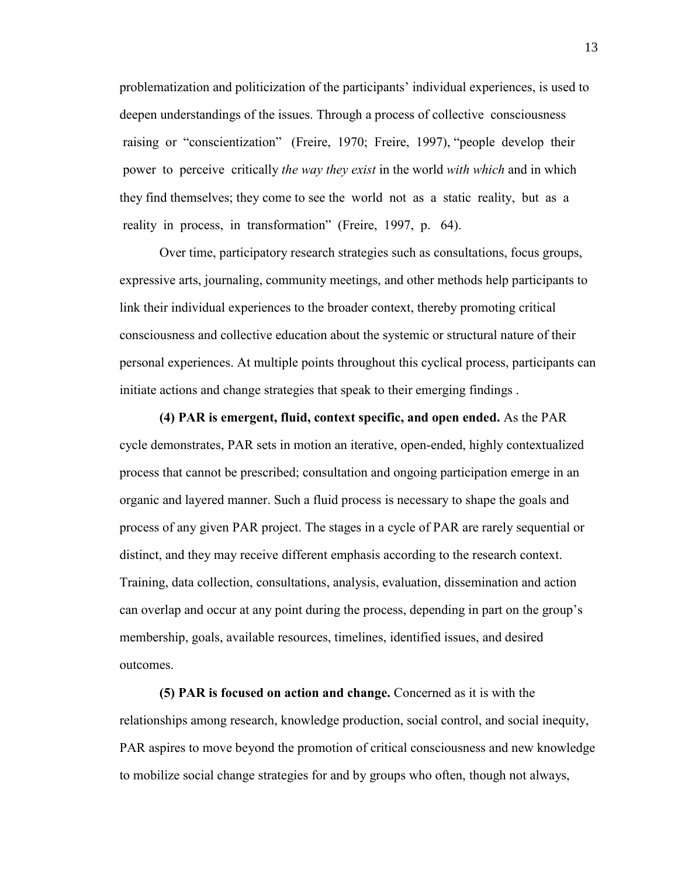problematization and politicization of the participants' individual experiences, is used to deepen understandings of the issues. Through a process of collective consciousness raising or "conscientization" (Freire, 1970; Freire, 1997), "people develop their power to perceive critically *the way they exist* in the world *with which* and in which they find themselves; they come to see the world not as a static reality, but as a reality in process, in transformation" (Freire, 1997, p. 64).

Over time, participatory research strategies such as consultations, focus groups, expressive arts, journaling, community meetings, and other methods help participants to link their individual experiences to the broader context, thereby promoting critical consciousness and collective education about the systemic or structural nature of their personal experiences. At multiple points throughout this cyclical process, participants can initiate actions and change strategies that speak to their emerging findings .

**(4) PAR is emergent, fluid, context specific, and open ended.** As the PAR cycle demonstrates, PAR sets in motion an iterative, open-ended, highly contextualized process that cannot be prescribed; consultation and ongoing participation emerge in an organic and layered manner. Such a fluid process is necessary to shape the goals and process of any given PAR project. The stages in a cycle of PAR are rarely sequential or distinct, and they may receive different emphasis according to the research context. Training, data collection, consultations, analysis, evaluation, dissemination and action can overlap and occur at any point during the process, depending in part on the group's membership, goals, available resources, timelines, identified issues, and desired outcomes.

**(5) PAR is focused on action and change.** Concerned as it is with the relationships among research, knowledge production, social control, and social inequity, PAR aspires to move beyond the promotion of critical consciousness and new knowledge to mobilize social change strategies for and by groups who often, though not always,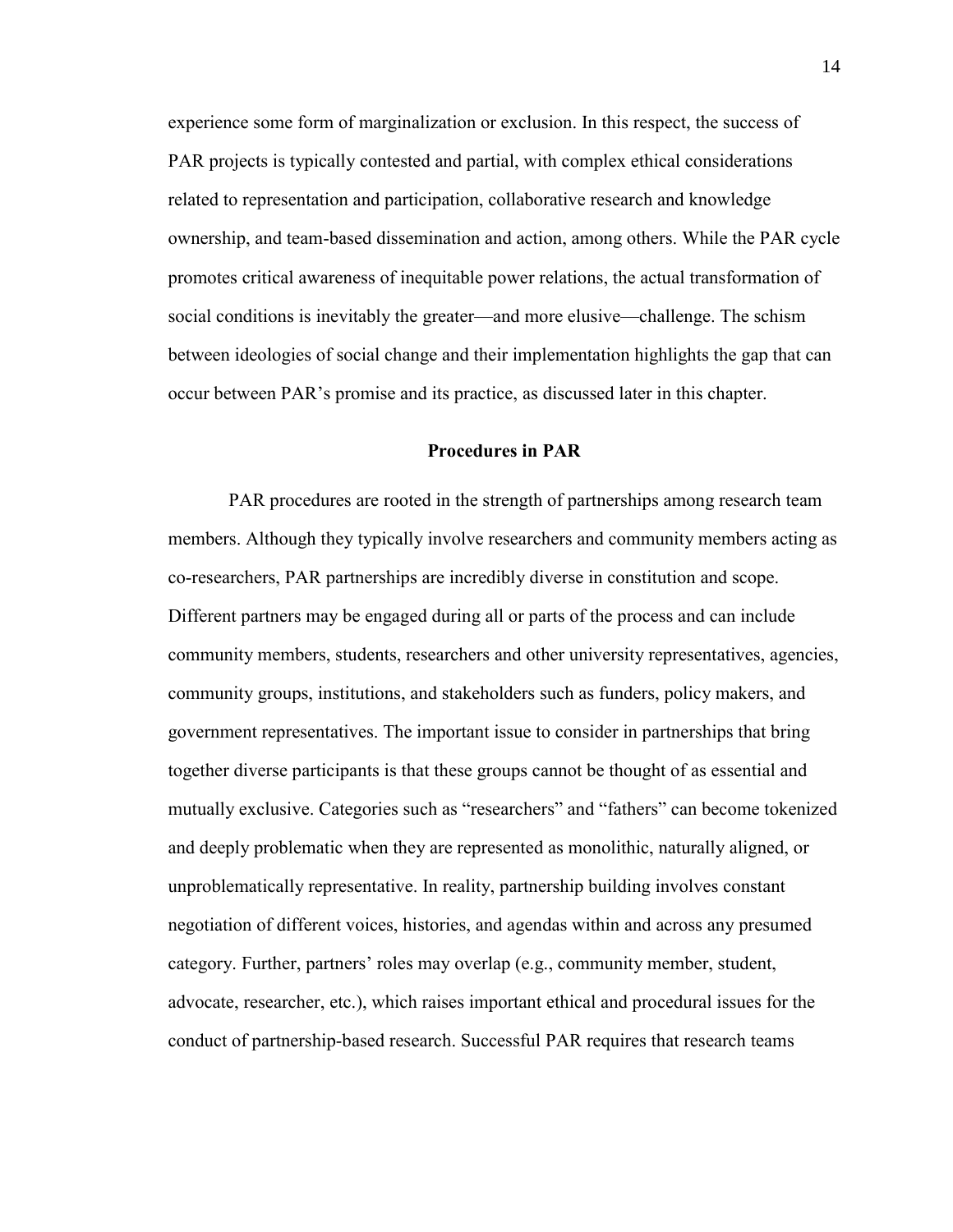experience some form of marginalization or exclusion. In this respect, the success of PAR projects is typically contested and partial, with complex ethical considerations related to representation and participation, collaborative research and knowledge ownership, and team-based dissemination and action, among others. While the PAR cycle promotes critical awareness of inequitable power relations, the actual transformation of social conditions is inevitably the greater—and more elusive—challenge. The schism between ideologies of social change and their implementation highlights the gap that can occur between PAR's promise and its practice, as discussed later in this chapter.

## Procedures in PAR

PAR procedures are rooted in the strength of partnerships among research team members. Although they typically involve researchers and community members acting as co-researchers, PAR partnerships are incredibly diverse in constitution and scope. Different partners may be engaged during all or parts of the process and can include community members, students, researchers and other university representatives, agencies, community groups, institutions, and stakeholders such as funders, policy makers, and government representatives. The important issue to consider in partnerships that bring together diverse participants is that these groups cannot be thought of as essential and mutually exclusive. Categories such as "researchers" and "fathers" can become tokenized and deeply problematic when they are represented as monolithic, naturally aligned, or unproblematically representative. In reality, partnership building involves constant negotiation of different voices, histories, and agendas within and across any presumed category. Further, partners' roles may overlap (e.g., community member, student, advocate, researcher, etc.), which raises important ethical and procedural issues for the conduct of partnership-based research. Successful PAR requires that research teams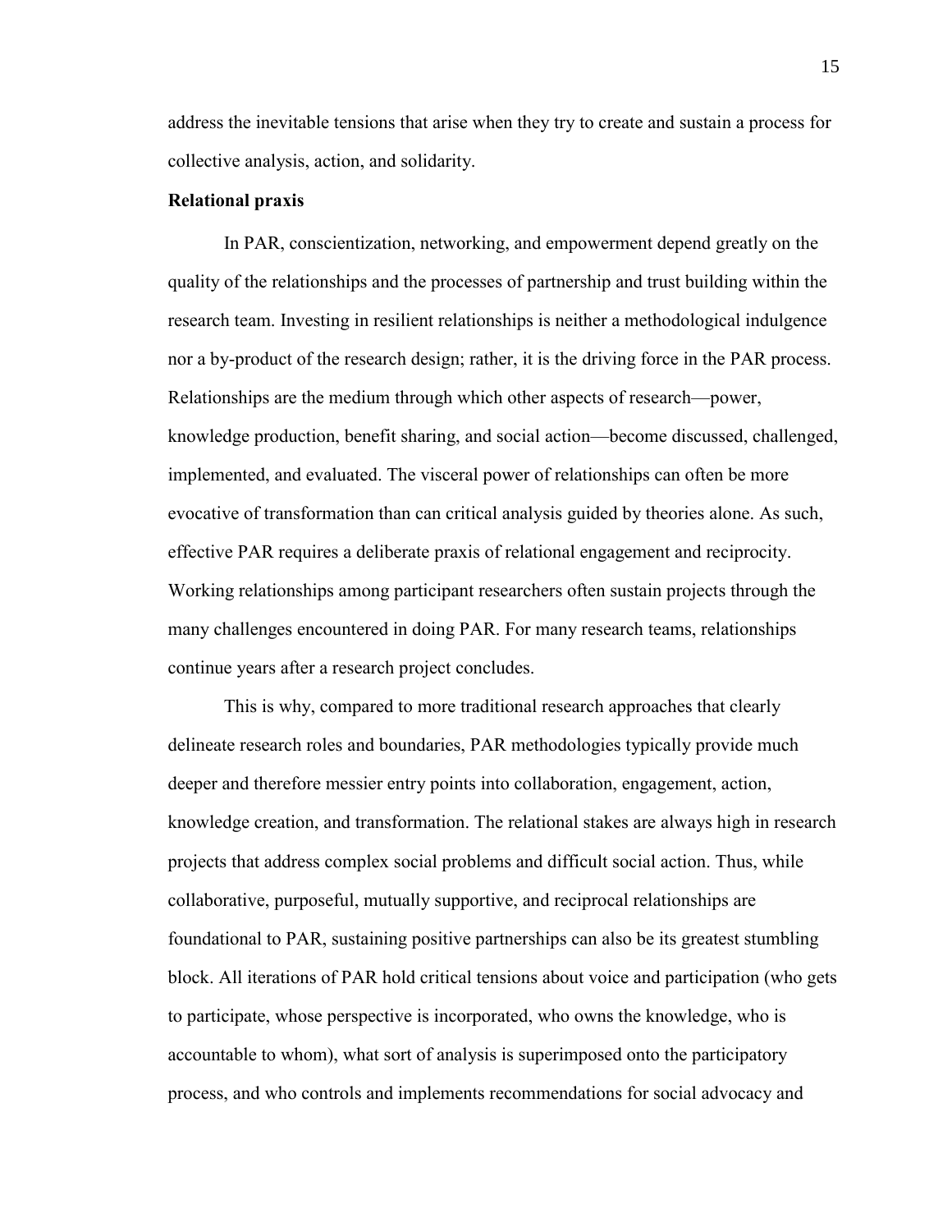address the inevitable tensions that arise when they try to create and sustain a process for collective analysis, action, and solidarity.

**Relational praxis**

In PAR, conscientization, networking, and empowerment depend greatly on the quality of the relationships and the processes of partnership and trust building within the research team. Investing in resilient relationships is neither a methodological indulgence nor a by-product of the research design; rather, it is the driving force in the PAR process. Relationships are the medium through which other aspects of research—power, knowledge production, benefit sharing, and social action—become discussed, challenged, implemented, and evaluated. The visceral power of relationships can often be more evocative of transformation than can critical analysis guided by theories alone. As such, effective PAR requires a deliberate praxis of relational engagement and reciprocity. Working relationships among participant researchers often sustain projects through the many challenges encountered in doing PAR. For many research teams, relationships continue years after a research project concludes.

This is why, compared to more traditional research approaches that clearly delineate research roles and boundaries, PAR methodologies typically provide much deeper and therefore messier entry points into collaboration, engagement, action, knowledge creation, and transformation. The relational stakes are always high in research projects that address complex social problems and difficult social action. Thus, while collaborative, purposeful, mutually supportive, and reciprocal relationships are foundational to PAR, sustaining positive partnerships can also be its greatest stumbling block. All iterations of PAR hold critical tensions about voice and participation (who gets to participate, whose perspective is incorporated, who owns the knowledge, who is accountable to whom), what sort of analysis is superimposed onto the participatory process, and who controls and implements recommendations for social advocacy and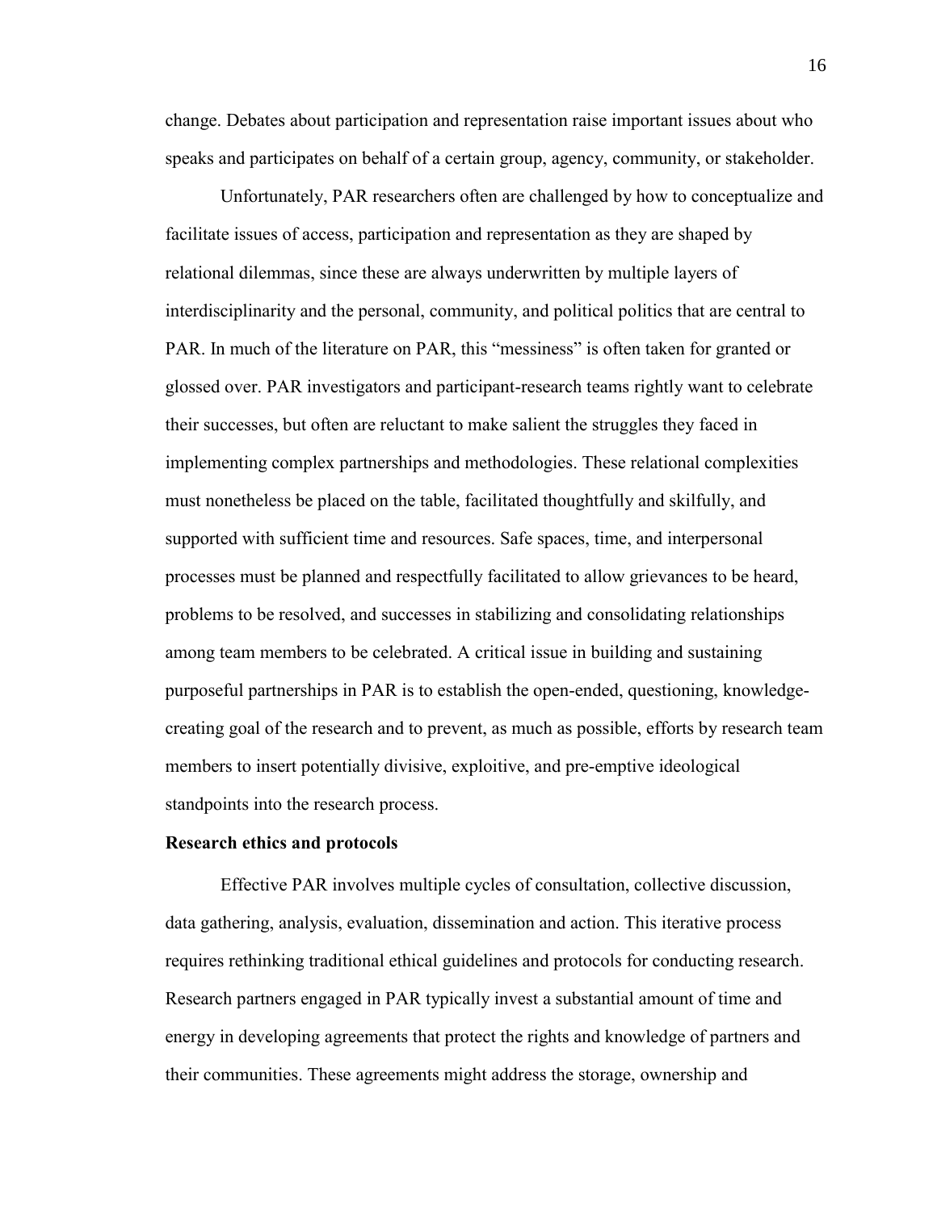change. Debates about participation and representation raise important issues about who speaks and participates on behalf of a certain group, agency, community, or stakeholder.

Unfortunately, PAR researchers often are challenged by how to conceptualize and facilitate issues of access, participation and representation as they are shaped by relational dilemmas, since these are always underwritten by multiple layers of interdisciplinarity and the personal, community, and political politics that are central to PAR. In much of the literature on PAR, this "messiness" is often taken for granted or glossed over. PAR investigators and participant-research teams rightly want to celebrate their successes, but often are reluctant to make salient the struggles they faced in implementing complex partnerships and methodologies. These relational complexities must nonetheless be placed on the table, facilitated thoughtfully and skilfully, and supported with sufficient time and resources. Safe spaces, time, and interpersonal processes must be planned and respectfully facilitated to allow grievances to be heard, problems to be resolved, and successes in stabilizing and consolidating relationships among team members to be celebrated. A critical issue in building and sustaining purposeful partnerships in PAR is to establish the open-ended, questioning, knowledge-creating goal of the research and to prevent, as much as possible, efforts by research team members to insert potentially divisive, exploitive, and pre-emptive ideological standpoints into the research process.

**Research ethics and protocols**

Effective PAR involves multiple cycles of consultation, collective discussion, data gathering, analysis, evaluation, dissemination and action. This iterative process requires rethinking traditional ethical guidelines and protocols for conducting research. Research partners engaged in PAR typically invest a substantial amount of time and energy in developing agreements that protect the rights and knowledge of partners and their communities. These agreements might address the storage, ownership and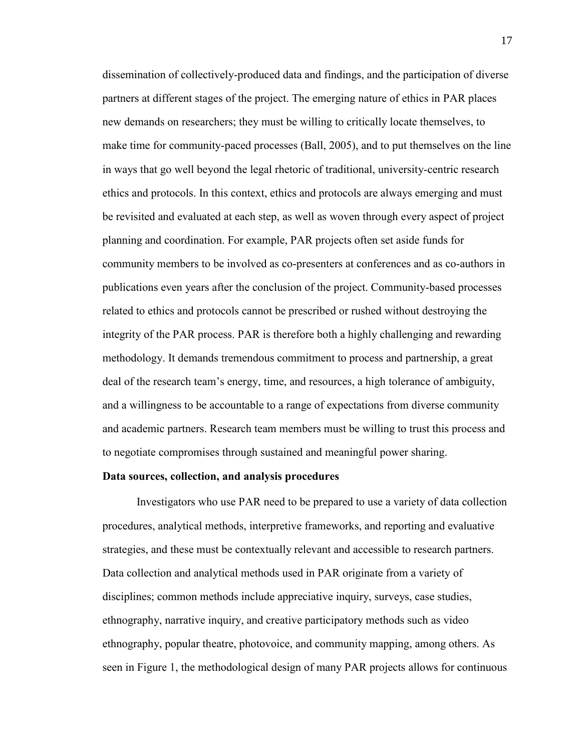dissemination of collectively-produced data and findings, and the participation of diverse partners at different stages of the project. The emerging nature of ethics in PAR places new demands on researchers; they must be willing to critically locate themselves, to make time for community-paced processes (Ball, 2005), and to put themselves on the line in ways that go well beyond the legal rhetoric of traditional, university-centric research ethics and protocols. In this context, ethics and protocols are always emerging and must be revisited and evaluated at each step, as well as woven through every aspect of project planning and coordination. For example, PAR projects often set aside funds for community members to be involved as co-presenters at conferences and as co-authors in publications even years after the conclusion of the project. Community-based processes related to ethics and protocols cannot be prescribed or rushed without destroying the integrity of the PAR process. PAR is therefore both a highly challenging and rewarding methodology. It demands tremendous commitment to process and partnership, a great deal of the research team's energy, time, and resources, a high tolerance of ambiguity, and a willingness to be accountable to a range of expectations from diverse community and academic partners. Research team members must be willing to trust this process and to negotiate compromises through sustained and meaningful power sharing.

**Data sources, collection, and analysis procedures**

Investigators who use PAR need to be prepared to use a variety of data collection procedures, analytical methods, interpretive frameworks, and reporting and evaluative strategies, and these must be contextually relevant and accessible to research partners. Data collection and analytical methods used in PAR originate from a variety of disciplines; common methods include appreciative inquiry, surveys, case studies, ethnography, narrative inquiry, and creative participatory methods such as video ethnography, popular theatre, photovoice, and community mapping, among others. As seen in Figure 1, the methodological design of many PAR projects allows for continuous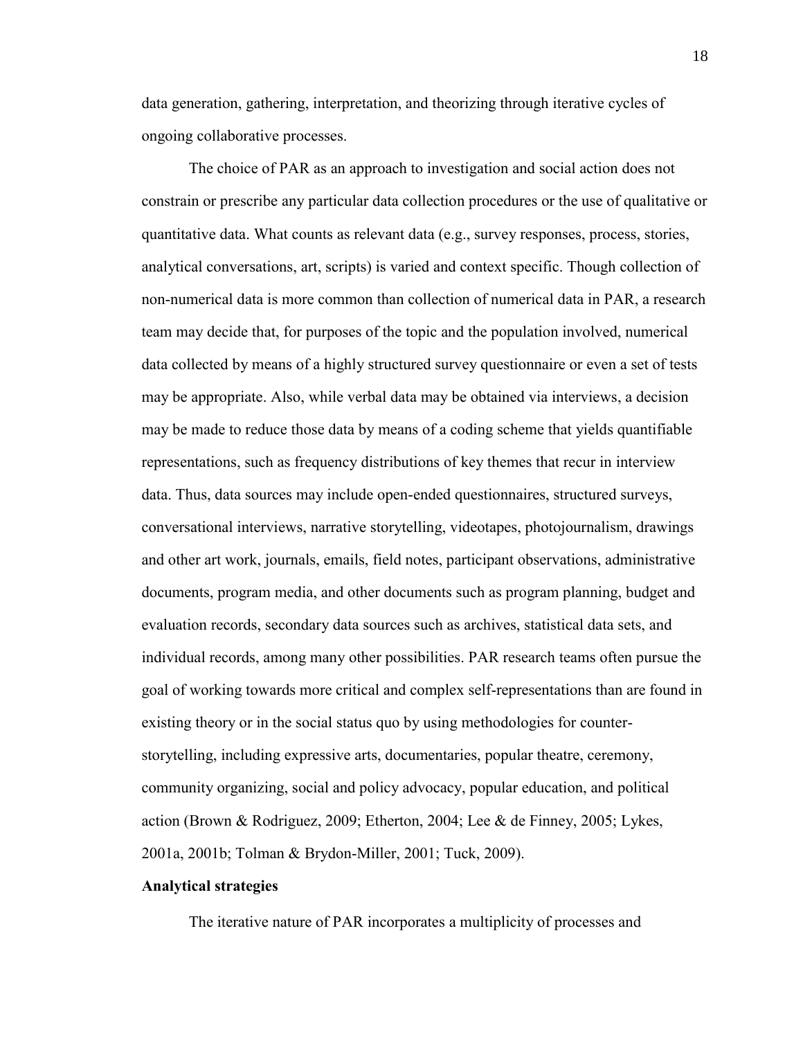data generation, gathering, interpretation, and theorizing through iterative cycles of ongoing collaborative processes.

The choice of PAR as an approach to investigation and social action does not constrain or prescribe any particular data collection procedures or the use of qualitative or quantitative data. What counts as relevant data (e.g., survey responses, process, stories, analytical conversations, art, scripts) is varied and context specific. Though collection of non-numerical data is more common than collection of numerical data in PAR, a research team may decide that, for purposes of the topic and the population involved, numerical data collected by means of a highly structured survey questionnaire or even a set of tests may be appropriate. Also, while verbal data may be obtained via interviews, a decision may be made to reduce those data by means of a coding scheme that yields quantifiable representations, such as frequency distributions of key themes that recur in interview data. Thus, data sources may include open-ended questionnaires, structured surveys, conversational interviews, narrative storytelling, videotapes, photojournalism, drawings and other art work, journals, emails, field notes, participant observations, administrative documents, program media, and other documents such as program planning, budget and evaluation records, secondary data sources such as archives, statistical data sets, and individual records, among many other possibilities. PAR research teams often pursue the goal of working towards more critical and complex self-representations than are found in existing theory or in the social status quo by using methodologies for counter-storytelling, including expressive arts, documentaries, popular theatre, ceremony, community organizing, social and policy advocacy, popular education, and political action (Brown & Rodriguez, 2009; Etherton, 2004; Lee & de Finney, 2005; Lykes, 2001a, 2001b; Tolman & Brydon-Miller, 2001; Tuck, 2009).

**Analytical strategies**

The iterative nature of PAR incorporates a multiplicity of processes and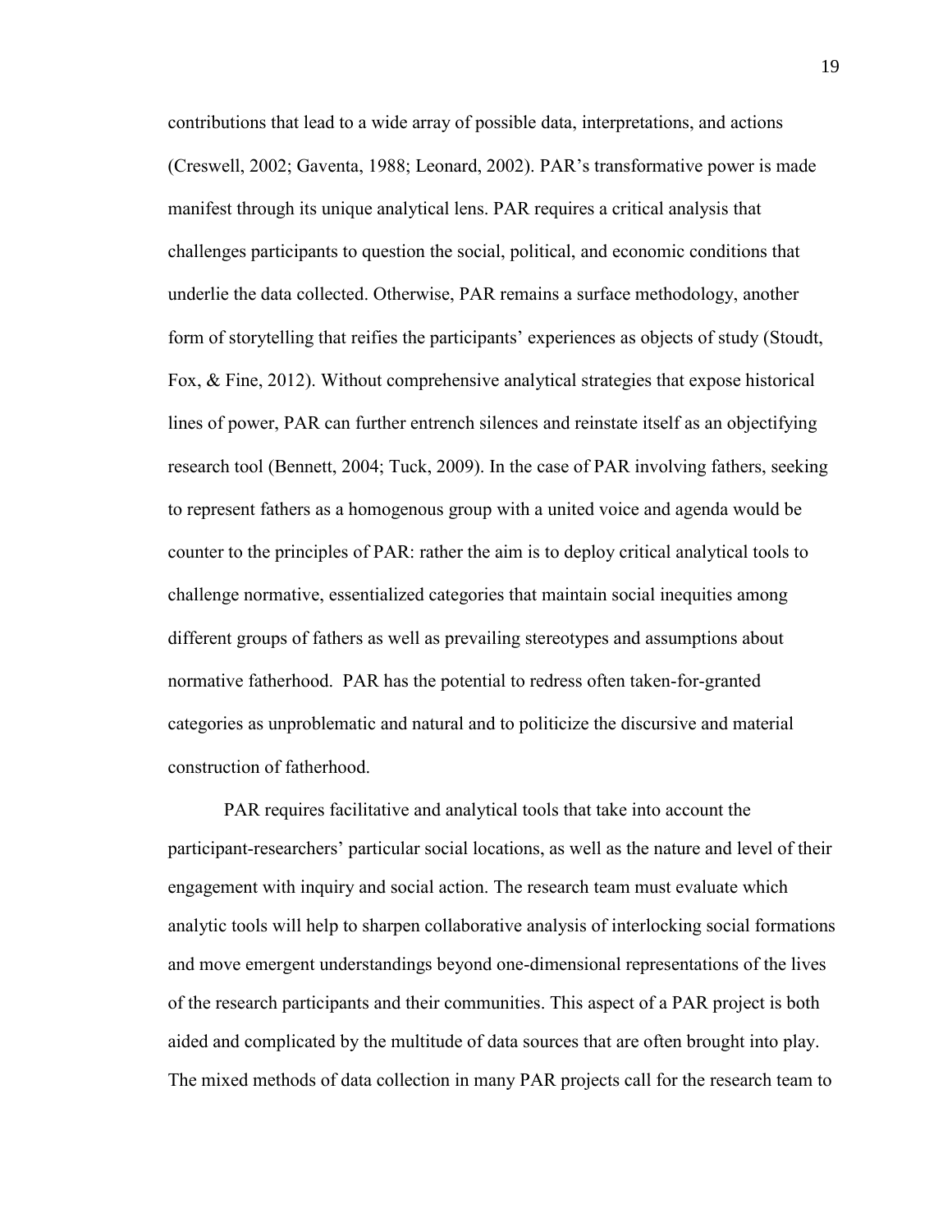contributions that lead to a wide array of possible data, interpretations, and actions (Creswell, 2002; Gaventa, 1988; Leonard, 2002). PAR's transformative power is made manifest through its unique analytical lens. PAR requires a critical analysis that challenges participants to question the social, political, and economic conditions that underlie the data collected. Otherwise, PAR remains a surface methodology, another form of storytelling that reifies the participants' experiences as objects of study (Stoudt, Fox, & Fine, 2012). Without comprehensive analytical strategies that expose historical lines of power, PAR can further entrench silences and reinstate itself as an objectifying research tool (Bennett, 2004; Tuck, 2009). In the case of PAR involving fathers, seeking to represent fathers as a homogenous group with a united voice and agenda would be counter to the principles of PAR: rather the aim is to deploy critical analytical tools to challenge normative, essentialized categories that maintain social inequities among different groups of fathers as well as prevailing stereotypes and assumptions about normative fatherhood. PAR has the potential to redress often taken-for-granted categories as unproblematic and natural and to politicize the discursive and material construction of fatherhood.

PAR requires facilitative and analytical tools that take into account the participant-researchers' particular social locations, as well as the nature and level of their engagement with inquiry and social action. The research team must evaluate which analytic tools will help to sharpen collaborative analysis of interlocking social formations and move emergent understandings beyond one-dimensional representations of the lives of the research participants and their communities. This aspect of a PAR project is both aided and complicated by the multitude of data sources that are often brought into play. The mixed methods of data collection in many PAR projects call for the research team to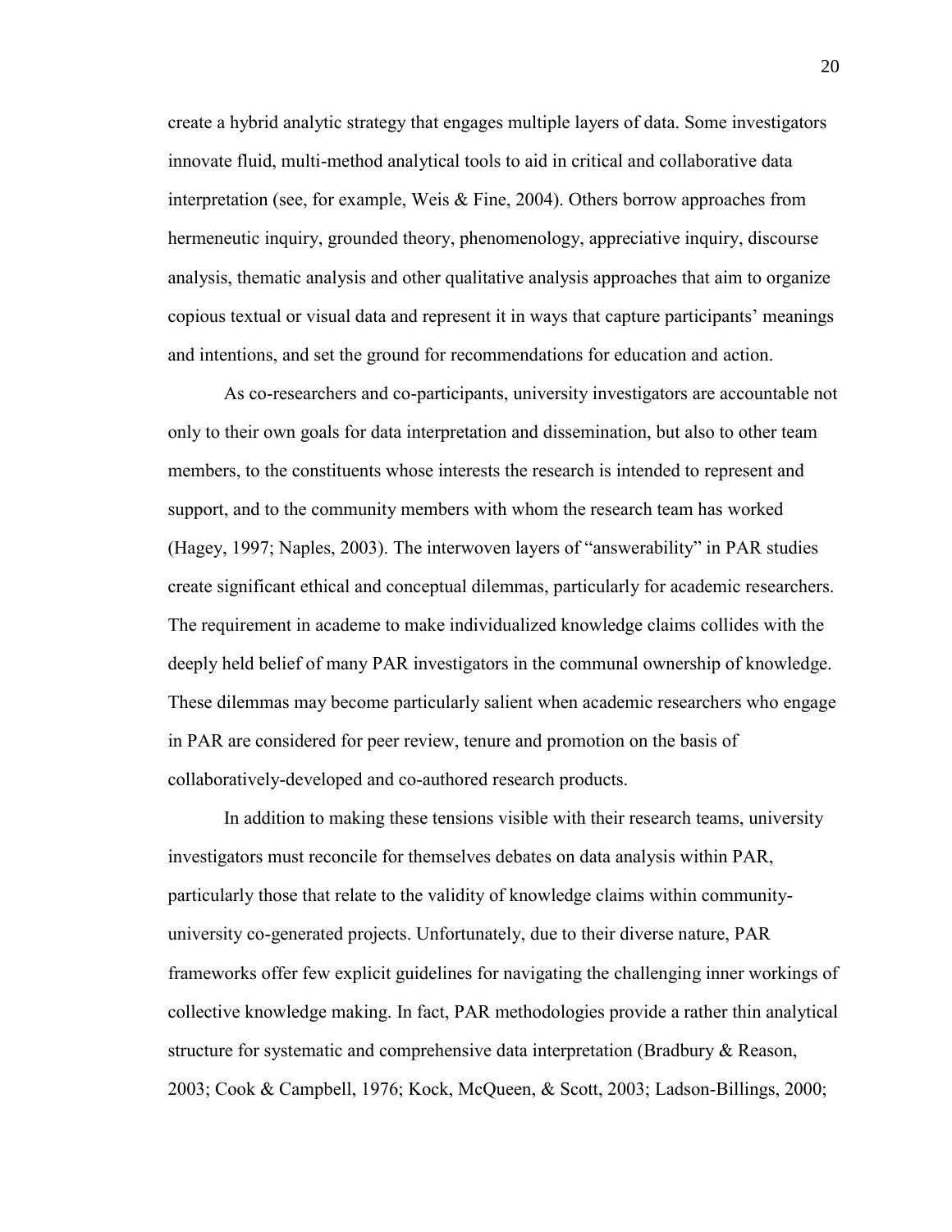create a hybrid analytic strategy that engages multiple layers of data. Some investigators innovate fluid, multi-method analytical tools to aid in critical and collaborative data interpretation (see, for example, Weis & Fine, 2004). Others borrow approaches from hermeneutic inquiry, grounded theory, phenomenology, appreciative inquiry, discourse analysis, thematic analysis and other qualitative analysis approaches that aim to organize copious textual or visual data and represent it in ways that capture participants' meanings and intentions, and set the ground for recommendations for education and action.

As co-researchers and co-participants, university investigators are accountable not only to their own goals for data interpretation and dissemination, but also to other team members, to the constituents whose interests the research is intended to represent and support, and to the community members with whom the research team has worked (Hagey, 1997; Naples, 2003). The interwoven layers of "answerability" in PAR studies create significant ethical and conceptual dilemmas, particularly for academic researchers. The requirement in academe to make individualized knowledge claims collides with the deeply held belief of many PAR investigators in the communal ownership of knowledge. These dilemmas may become particularly salient when academic researchers who engage in PAR are considered for peer review, tenure and promotion on the basis of collaboratively-developed and co-authored research products.

In addition to making these tensions visible with their research teams, university investigators must reconcile for themselves debates on data analysis within PAR, particularly those that relate to the validity of knowledge claims within community-university co-generated projects. Unfortunately, due to their diverse nature, PAR frameworks offer few explicit guidelines for navigating the challenging inner workings of collective knowledge making. In fact, PAR methodologies provide a rather thin analytical structure for systematic and comprehensive data interpretation (Bradbury & Reason, 2003; Cook & Campbell, 1976; Kock, McQueen, & Scott, 2003; Ladson-Billings, 2000;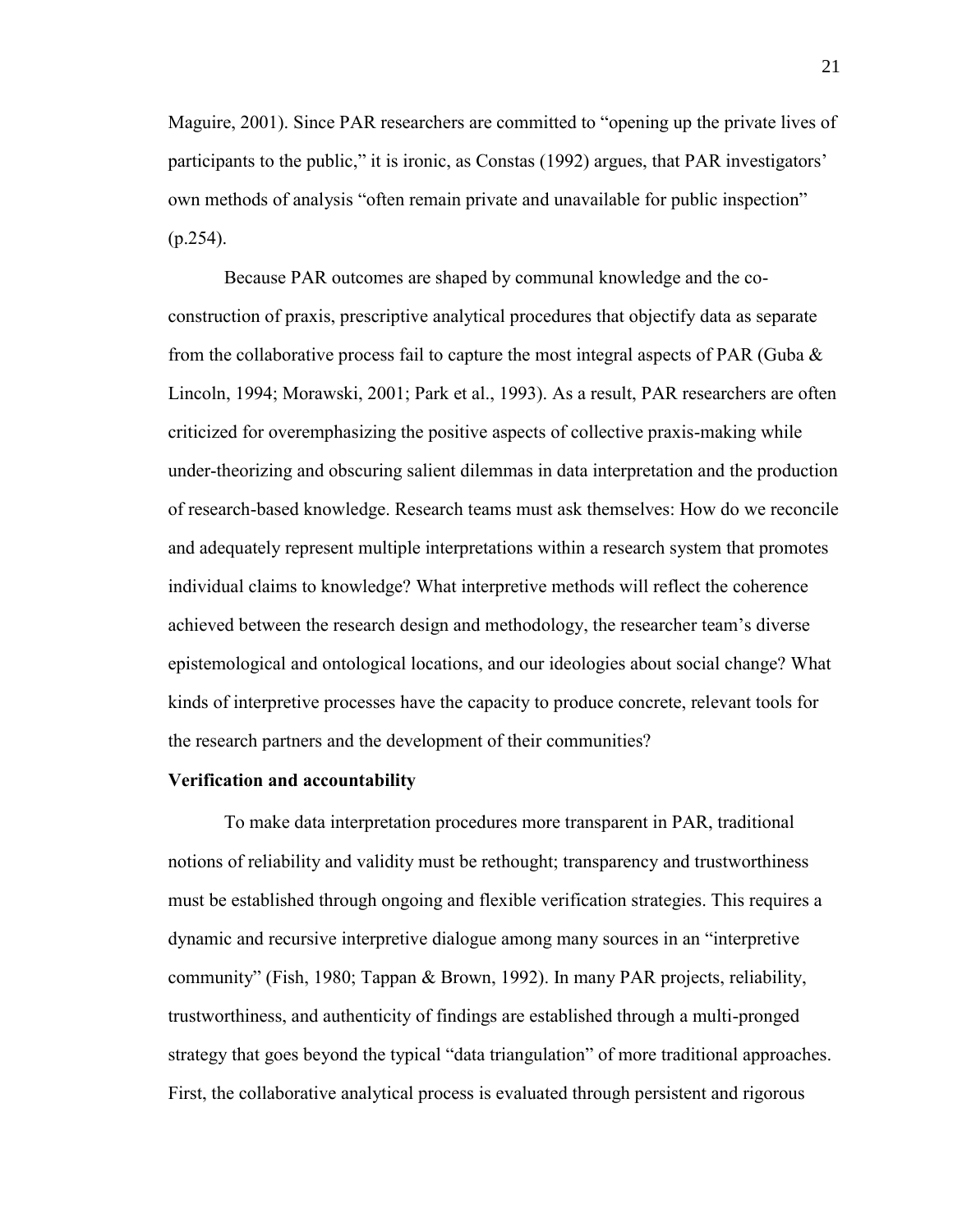Maguire, 2001). Since PAR researchers are committed to "opening up the private lives of participants to the public," it is ironic, as Constas (1992) argues, that PAR investigators' own methods of analysis "often remain private and unavailable for public inspection" (p.254).

Because PAR outcomes are shaped by communal knowledge and the co-construction of praxis, prescriptive analytical procedures that objectify data as separate from the collaborative process fail to capture the most integral aspects of PAR (Guba & Lincoln, 1994; Morawski, 2001; Park et al., 1993). As a result, PAR researchers are often criticized for overemphasizing the positive aspects of collective praxis-making while under-theorizing and obscuring salient dilemmas in data interpretation and the production of research-based knowledge. Research teams must ask themselves: How do we reconcile and adequately represent multiple interpretations within a research system that promotes individual claims to knowledge? What interpretive methods will reflect the coherence achieved between the research design and methodology, the researcher team's diverse epistemological and ontological locations, and our ideologies about social change? What kinds of interpretive processes have the capacity to produce concrete, relevant tools for the research partners and the development of their communities?

**Verification and accountability**

To make data interpretation procedures more transparent in PAR, traditional notions of reliability and validity must be rethought; transparency and trustworthiness must be established through ongoing and flexible verification strategies. This requires a dynamic and recursive interpretive dialogue among many sources in an "interpretive community" (Fish, 1980; Tappan & Brown, 1992). In many PAR projects, reliability, trustworthiness, and authenticity of findings are established through a multi-pronged strategy that goes beyond the typical "data triangulation" of more traditional approaches. First, the collaborative analytical process is evaluated through persistent and rigorous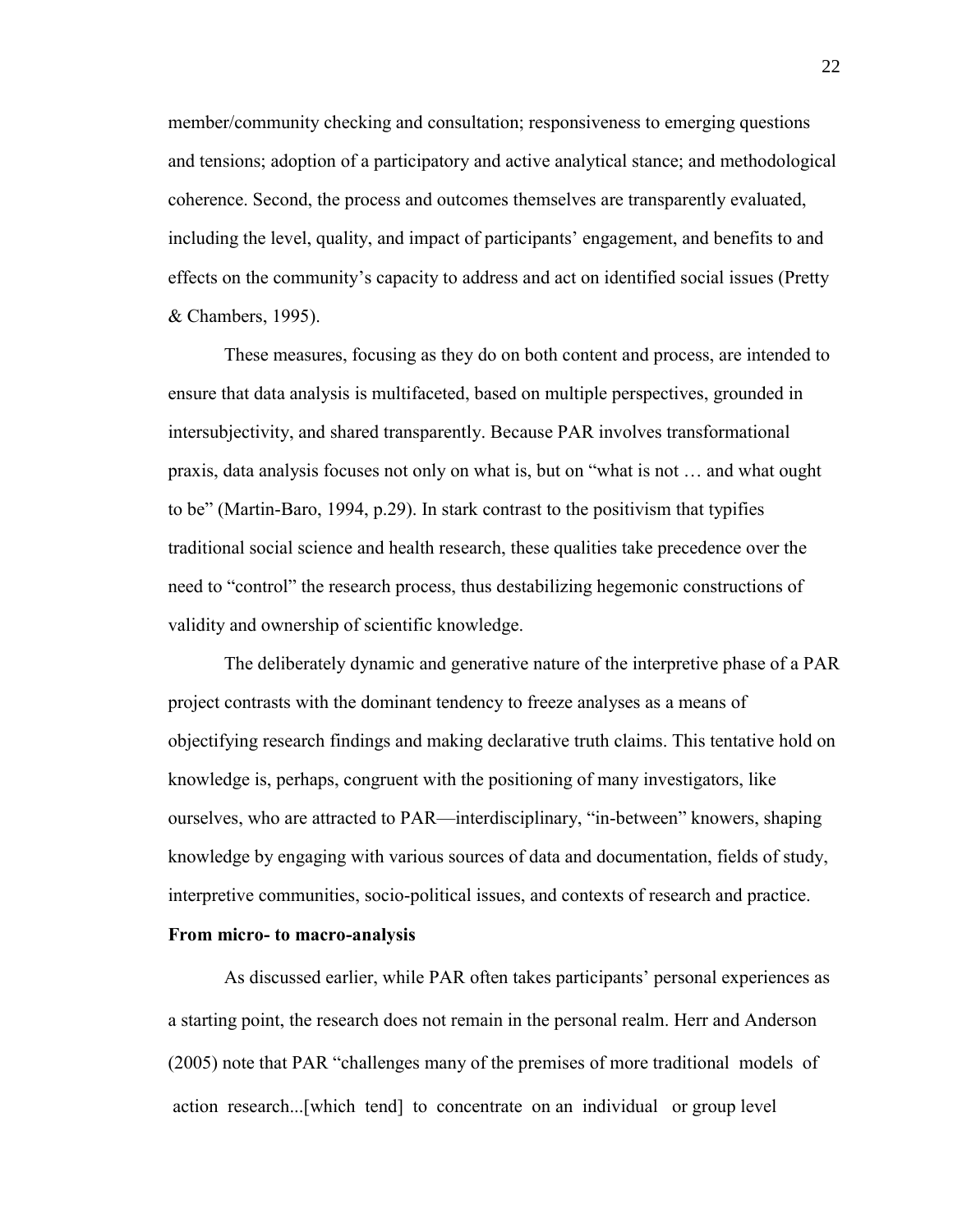member/community checking and consultation; responsiveness to emerging questions and tensions; adoption of a participatory and active analytical stance; and methodological coherence. Second, the process and outcomes themselves are transparently evaluated, including the level, quality, and impact of participants' engagement, and benefits to and effects on the community's capacity to address and act on identified social issues (Pretty & Chambers, 1995).

These measures, focusing as they do on both content and process, are intended to ensure that data analysis is multifaceted, based on multiple perspectives, grounded in intersubjectivity, and shared transparently. Because PAR involves transformational praxis, data analysis focuses not only on what is, but on "what is not … and what ought to be" (Martin-Baro, 1994, p.29). In stark contrast to the positivism that typifies traditional social science and health research, these qualities take precedence over the need to "control" the research process, thus destabilizing hegemonic constructions of validity and ownership of scientific knowledge.

The deliberately dynamic and generative nature of the interpretive phase of a PAR project contrasts with the dominant tendency to freeze analyses as a means of objectifying research findings and making declarative truth claims. This tentative hold on knowledge is, perhaps, congruent with the positioning of many investigators, like ourselves, who are attracted to PAR—interdisciplinary, "in-between" knowers, shaping knowledge by engaging with various sources of data and documentation, fields of study, interpretive communities, socio-political issues, and contexts of research and practice.

**From micro- to macro-analysis**

As discussed earlier, while PAR often takes participants' personal experiences as a starting point, the research does not remain in the personal realm. Herr and Anderson (2005) note that PAR "challenges many of the premises of more traditional models of action research...[which tend] to concentrate on an individual or group level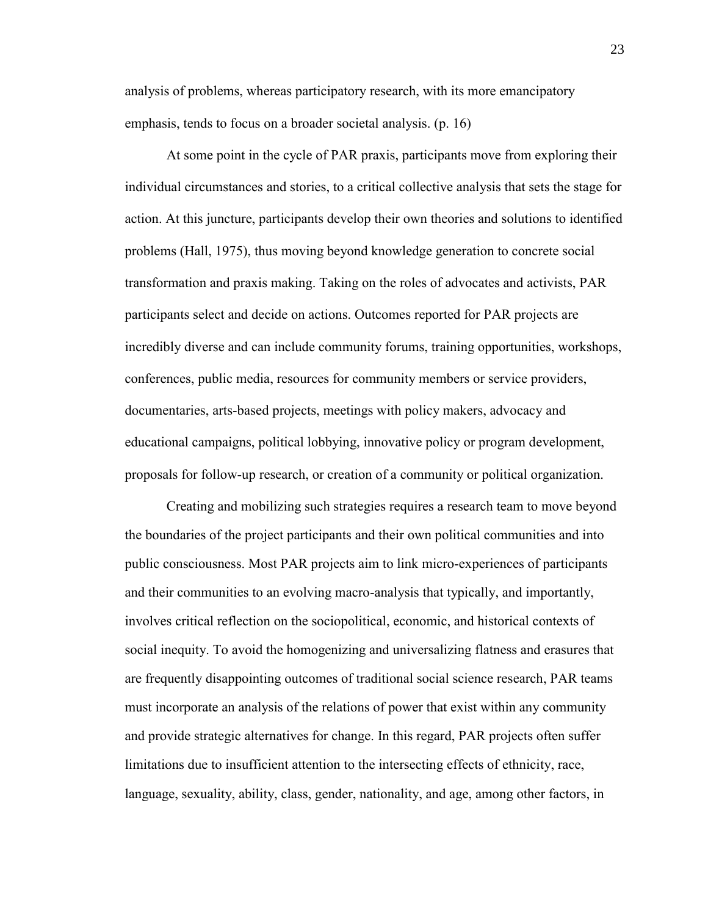analysis of problems, whereas participatory research, with its more emancipatory emphasis, tends to focus on a broader societal analysis. (p. 16)

At some point in the cycle of PAR praxis, participants move from exploring their individual circumstances and stories, to a critical collective analysis that sets the stage for action. At this juncture, participants develop their own theories and solutions to identified problems (Hall, 1975), thus moving beyond knowledge generation to concrete social transformation and praxis making. Taking on the roles of advocates and activists, PAR participants select and decide on actions. Outcomes reported for PAR projects are incredibly diverse and can include community forums, training opportunities, workshops, conferences, public media, resources for community members or service providers, documentaries, arts-based projects, meetings with policy makers, advocacy and educational campaigns, political lobbying, innovative policy or program development, proposals for follow-up research, or creation of a community or political organization.

Creating and mobilizing such strategies requires a research team to move beyond the boundaries of the project participants and their own political communities and into public consciousness. Most PAR projects aim to link micro-experiences of participants and their communities to an evolving macro-analysis that typically, and importantly, involves critical reflection on the sociopolitical, economic, and historical contexts of social inequity. To avoid the homogenizing and universalizing flatness and erasures that are frequently disappointing outcomes of traditional social science research, PAR teams must incorporate an analysis of the relations of power that exist within any community and provide strategic alternatives for change. In this regard, PAR projects often suffer limitations due to insufficient attention to the intersecting effects of ethnicity, race, language, sexuality, ability, class, gender, nationality, and age, among other factors, in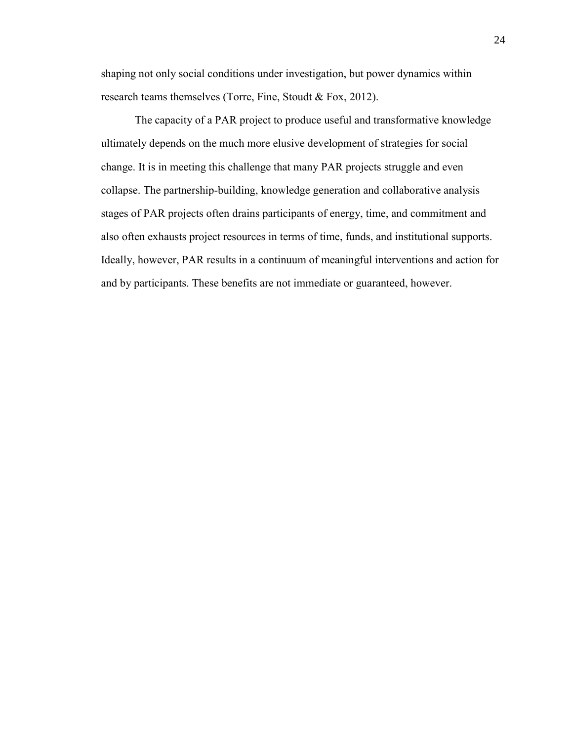shaping not only social conditions under investigation, but power dynamics within research teams themselves (Torre, Fine, Stoudt & Fox, 2012).

The capacity of a PAR project to produce useful and transformative knowledge ultimately depends on the much more elusive development of strategies for social change. It is in meeting this challenge that many PAR projects struggle and even collapse. The partnership-building, knowledge generation and collaborative analysis stages of PAR projects often drains participants of energy, time, and commitment and also often exhausts project resources in terms of time, funds, and institutional supports. Ideally, however, PAR results in a continuum of meaningful interventions and action for and by participants. These benefits are not immediate or guaranteed, however.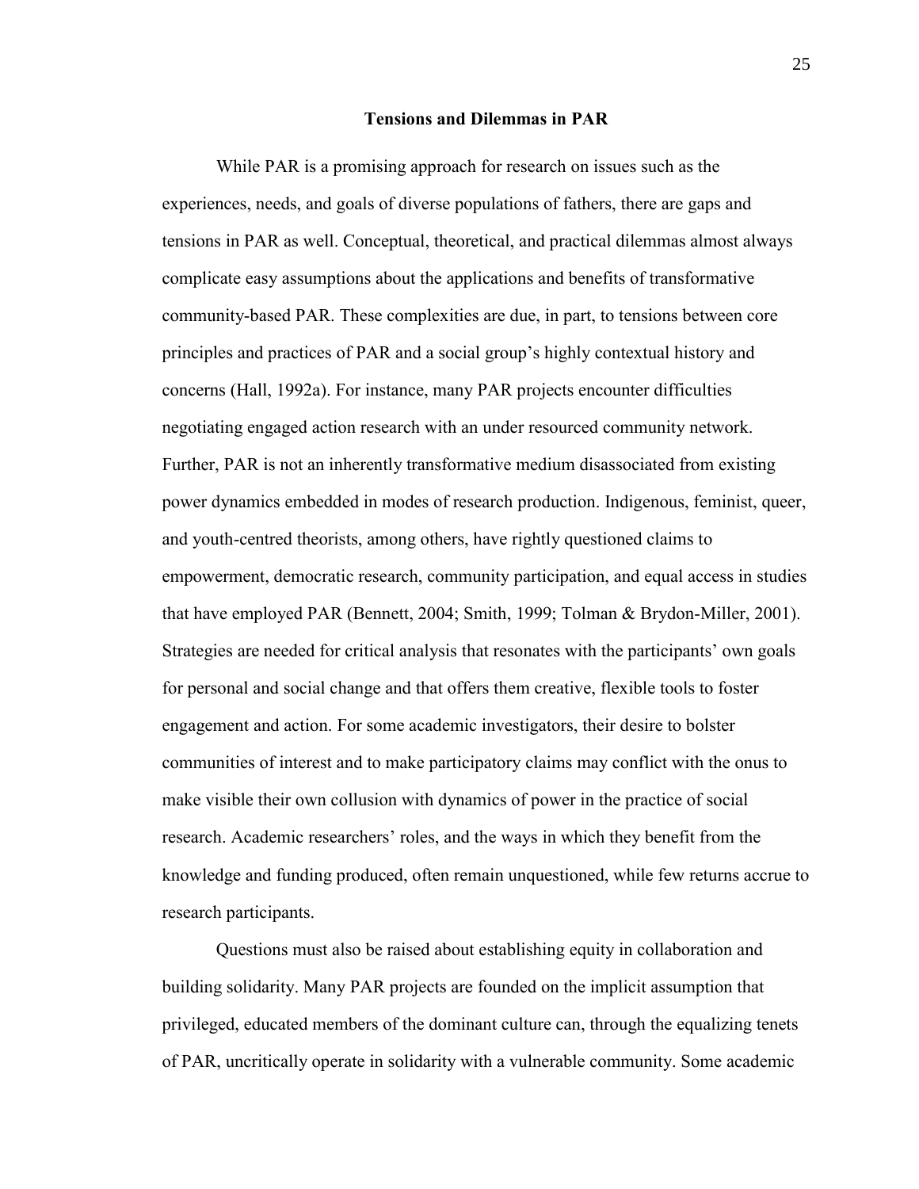## Tensions and Dilemmas in PAR

While PAR is a promising approach for research on issues such as the experiences, needs, and goals of diverse populations of fathers, there are gaps and tensions in PAR as well. Conceptual, theoretical, and practical dilemmas almost always complicate easy assumptions about the applications and benefits of transformative community-based PAR. These complexities are due, in part, to tensions between core principles and practices of PAR and a social group's highly contextual history and concerns (Hall, 1992a). For instance, many PAR projects encounter difficulties negotiating engaged action research with an under resourced community network. Further, PAR is not an inherently transformative medium disassociated from existing power dynamics embedded in modes of research production. Indigenous, feminist, queer, and youth-centred theorists, among others, have rightly questioned claims to empowerment, democratic research, community participation, and equal access in studies that have employed PAR (Bennett, 2004; Smith, 1999; Tolman & Brydon-Miller, 2001). Strategies are needed for critical analysis that resonates with the participants' own goals for personal and social change and that offers them creative, flexible tools to foster engagement and action. For some academic investigators, their desire to bolster communities of interest and to make participatory claims may conflict with the onus to make visible their own collusion with dynamics of power in the practice of social research. Academic researchers' roles, and the ways in which they benefit from the knowledge and funding produced, often remain unquestioned, while few returns accrue to research participants.

Questions must also be raised about establishing equity in collaboration and building solidarity. Many PAR projects are founded on the implicit assumption that privileged, educated members of the dominant culture can, through the equalizing tenets of PAR, uncritically operate in solidarity with a vulnerable community. Some academic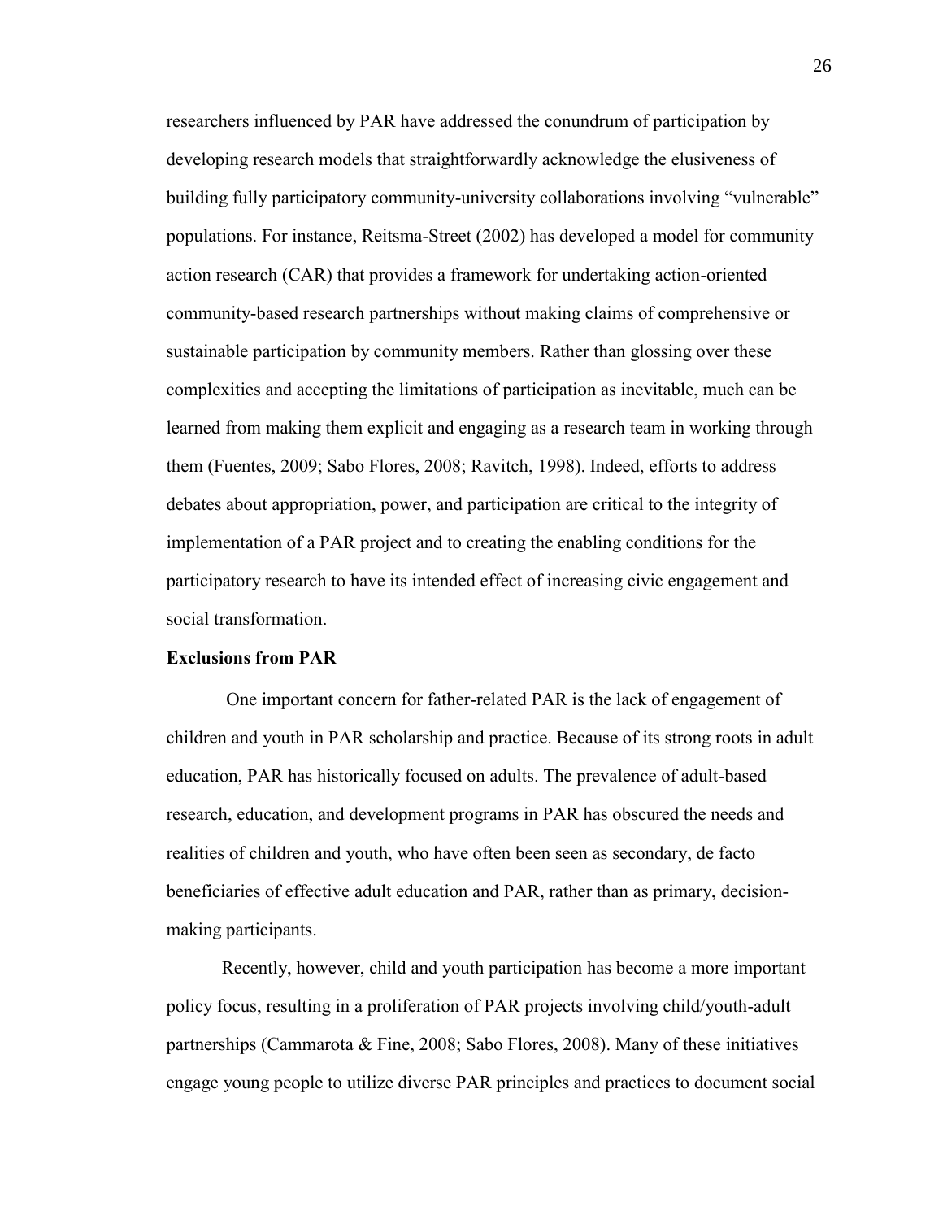researchers influenced by PAR have addressed the conundrum of participation by developing research models that straightforwardly acknowledge the elusiveness of building fully participatory community-university collaborations involving "vulnerable" populations. For instance, Reitsma-Street (2002) has developed a model for community action research (CAR) that provides a framework for undertaking action-oriented community-based research partnerships without making claims of comprehensive or sustainable participation by community members. Rather than glossing over these complexities and accepting the limitations of participation as inevitable, much can be learned from making them explicit and engaging as a research team in working through them (Fuentes, 2009; Sabo Flores, 2008; Ravitch, 1998). Indeed, efforts to address debates about appropriation, power, and participation are critical to the integrity of implementation of a PAR project and to creating the enabling conditions for the participatory research to have its intended effect of increasing civic engagement and social transformation.

**Exclusions from PAR**

One important concern for father-related PAR is the lack of engagement of children and youth in PAR scholarship and practice. Because of its strong roots in adult education, PAR has historically focused on adults. The prevalence of adult-based research, education, and development programs in PAR has obscured the needs and realities of children and youth, who have often been seen as secondary, de facto beneficiaries of effective adult education and PAR, rather than as primary, decision-making participants.

Recently, however, child and youth participation has become a more important policy focus, resulting in a proliferation of PAR projects involving child/youth-adult partnerships (Cammarota & Fine, 2008; Sabo Flores, 2008). Many of these initiatives engage young people to utilize diverse PAR principles and practices to document social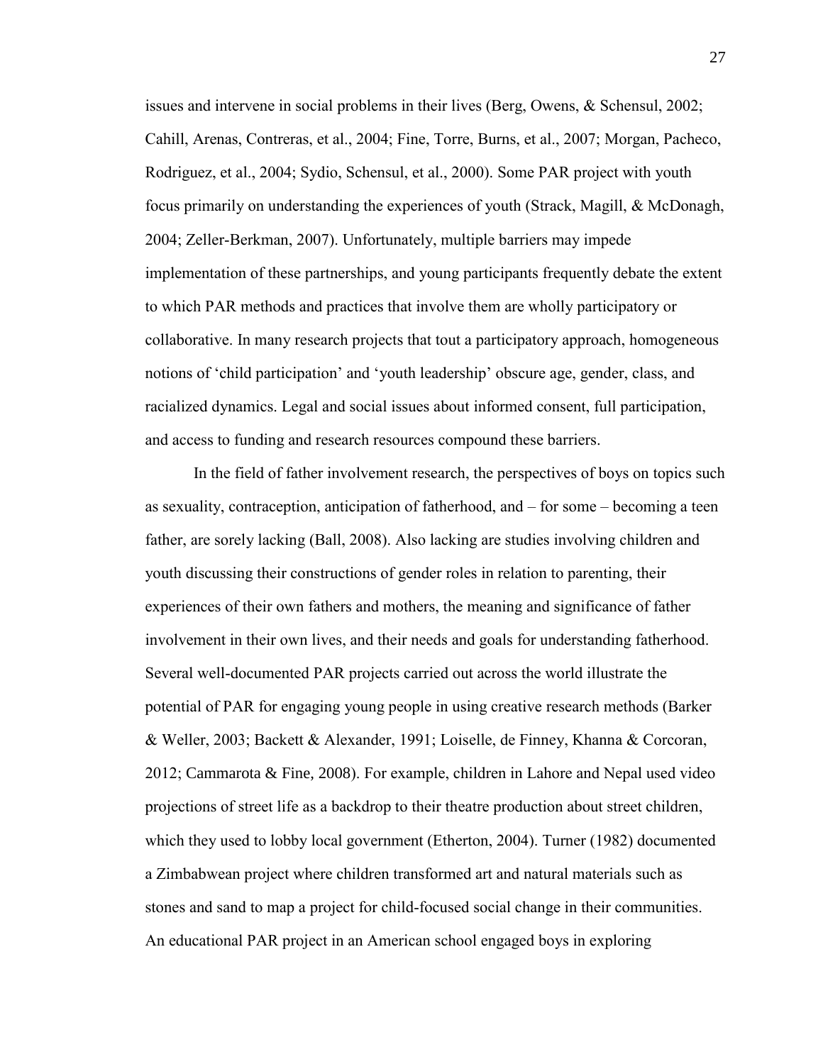issues and intervene in social problems in their lives (Berg, Owens, & Schensul, 2002; Cahill, Arenas, Contreras, et al., 2004; Fine, Torre, Burns, et al., 2007; Morgan, Pacheco, Rodriguez, et al., 2004; Sydio, Schensul, et al., 2000). Some PAR project with youth focus primarily on understanding the experiences of youth (Strack, Magill, & McDonagh, 2004; Zeller-Berkman, 2007). Unfortunately, multiple barriers may impede implementation of these partnerships, and young participants frequently debate the extent to which PAR methods and practices that involve them are wholly participatory or collaborative. In many research projects that tout a participatory approach, homogeneous notions of 'child participation' and 'youth leadership' obscure age, gender, class, and racialized dynamics. Legal and social issues about informed consent, full participation, and access to funding and research resources compound these barriers.

In the field of father involvement research, the perspectives of boys on topics such as sexuality, contraception, anticipation of fatherhood, and – for some – becoming a teen father, are sorely lacking (Ball, 2008). Also lacking are studies involving children and youth discussing their constructions of gender roles in relation to parenting, their experiences of their own fathers and mothers, the meaning and significance of father involvement in their own lives, and their needs and goals for understanding fatherhood. Several well-documented PAR projects carried out across the world illustrate the potential of PAR for engaging young people in using creative research methods (Barker & Weller, 2003; Backett & Alexander, 1991; Loiselle, de Finney, Khanna & Corcoran, 2012; Cammarota & Fine, 2008). For example, children in Lahore and Nepal used video projections of street life as a backdrop to their theatre production about street children, which they used to lobby local government (Etherton, 2004). Turner (1982) documented a Zimbabwean project where children transformed art and natural materials such as stones and sand to map a project for child-focused social change in their communities. An educational PAR project in an American school engaged boys in exploring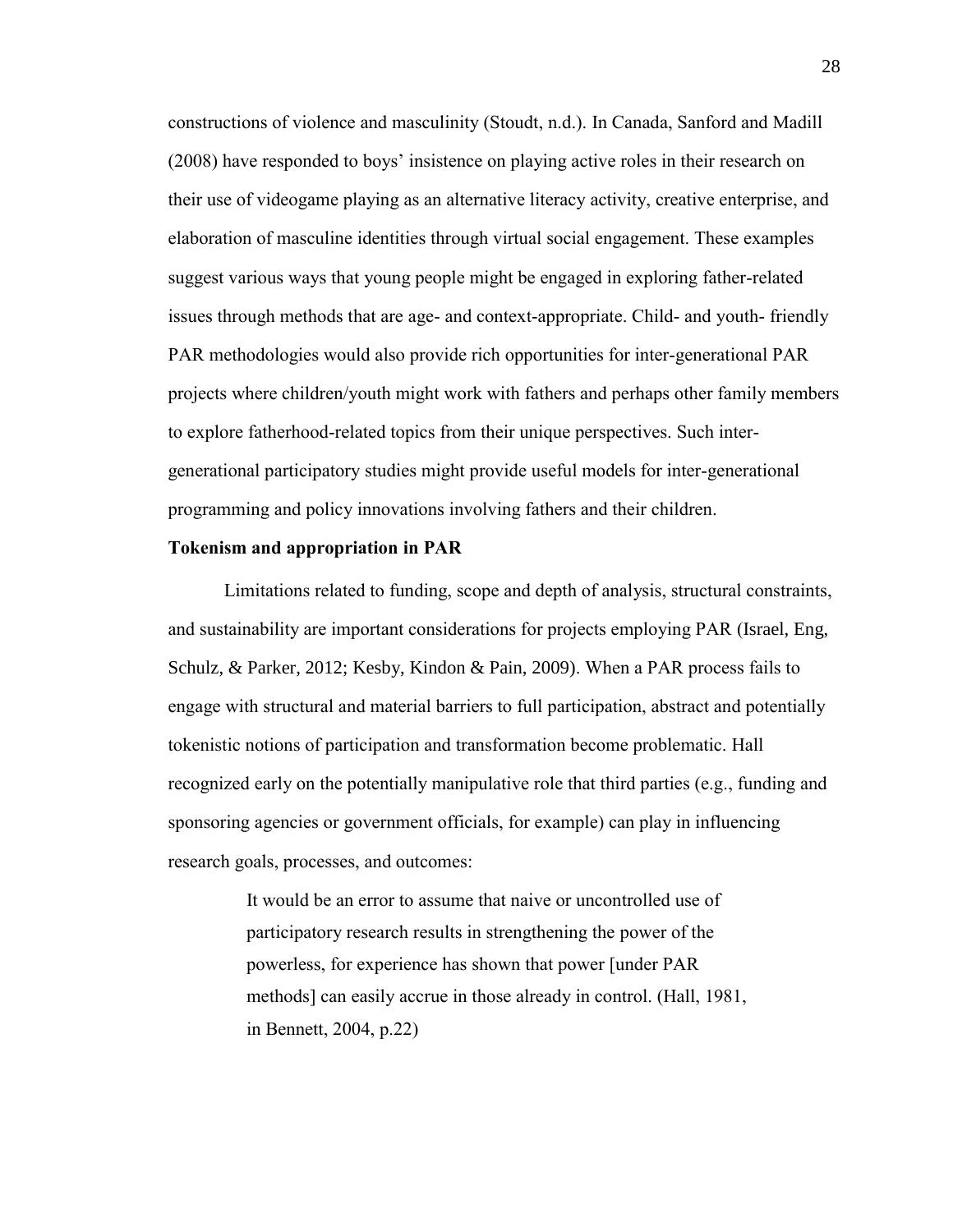constructions of violence and masculinity (Stoudt, n.d.). In Canada, Sanford and Madill (2008) have responded to boys' insistence on playing active roles in their research on their use of videogame playing as an alternative literacy activity, creative enterprise, and elaboration of masculine identities through virtual social engagement. These examples suggest various ways that young people might be engaged in exploring father-related issues through methods that are age- and context-appropriate. Child- and youth- friendly PAR methodologies would also provide rich opportunities for inter-generational PAR projects where children/youth might work with fathers and perhaps other family members to explore fatherhood-related topics from their unique perspectives. Such inter-generational participatory studies might provide useful models for inter-generational programming and policy innovations involving fathers and their children.

**Tokenism and appropriation in PAR**

Limitations related to funding, scope and depth of analysis, structural constraints, and sustainability are important considerations for projects employing PAR (Israel, Eng, Schulz, & Parker, 2012; Kesby, Kindon & Pain, 2009). When a PAR process fails to engage with structural and material barriers to full participation, abstract and potentially tokenistic notions of participation and transformation become problematic. Hall recognized early on the potentially manipulative role that third parties (e.g., funding and sponsoring agencies or government officials, for example) can play in influencing research goals, processes, and outcomes:

> It would be an error to assume that naive or uncontrolled use of participatory research results in strengthening the power of the powerless, for experience has shown that power [under PAR methods] can easily accrue in those already in control. (Hall, 1981, in Bennett, 2004, p.22)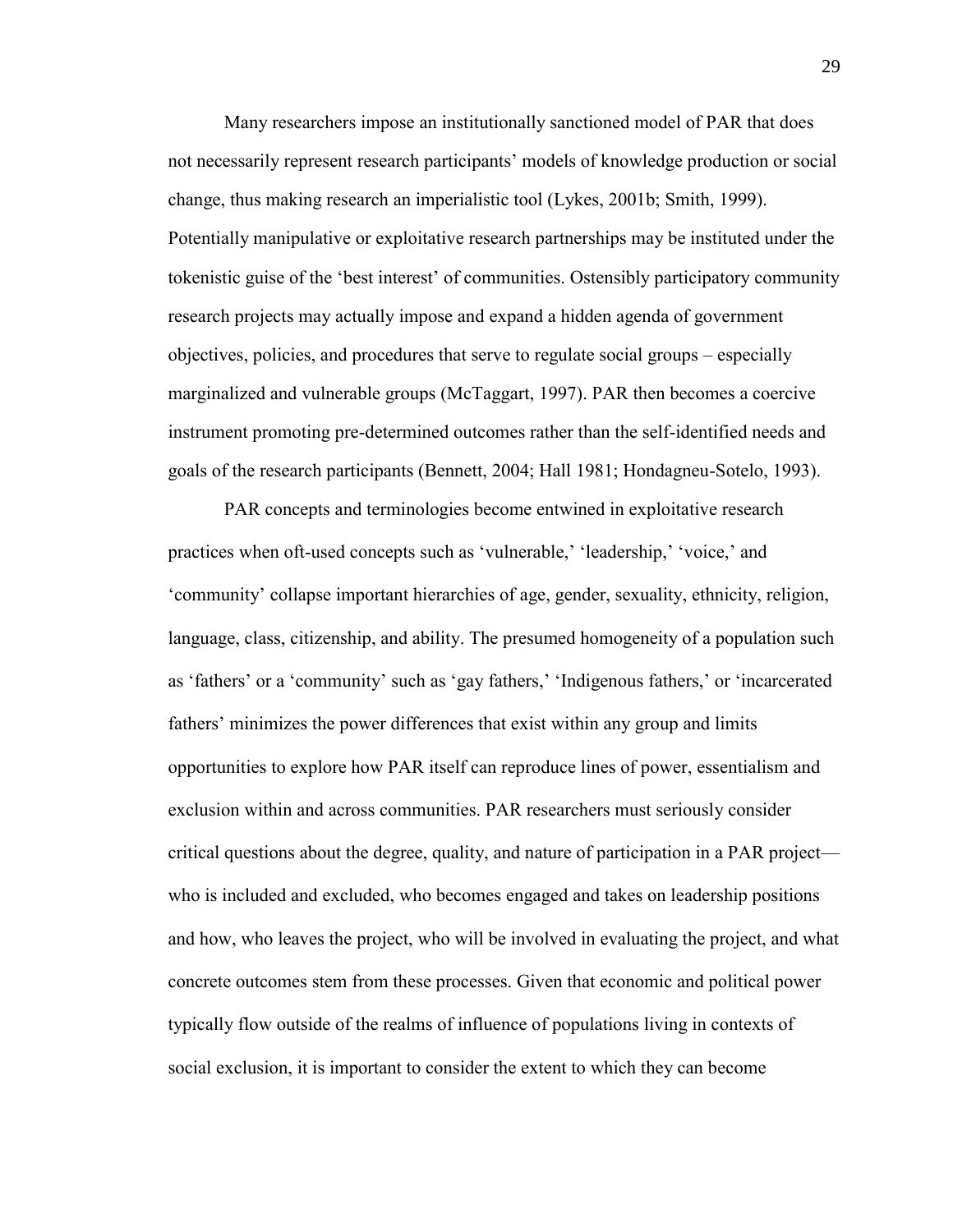Many researchers impose an institutionally sanctioned model of PAR that does not necessarily represent research participants' models of knowledge production or social change, thus making research an imperialistic tool (Lykes, 2001b; Smith, 1999). Potentially manipulative or exploitative research partnerships may be instituted under the tokenistic guise of the 'best interest' of communities. Ostensibly participatory community research projects may actually impose and expand a hidden agenda of government objectives, policies, and procedures that serve to regulate social groups – especially marginalized and vulnerable groups (McTaggart, 1997). PAR then becomes a coercive instrument promoting pre-determined outcomes rather than the self-identified needs and goals of the research participants (Bennett, 2004; Hall 1981; Hondagneu-Sotelo, 1993).

PAR concepts and terminologies become entwined in exploitative research practices when oft-used concepts such as 'vulnerable,' 'leadership,' 'voice,' and 'community' collapse important hierarchies of age, gender, sexuality, ethnicity, religion, language, class, citizenship, and ability. The presumed homogeneity of a population such as 'fathers' or a 'community' such as 'gay fathers,' 'Indigenous fathers,' or 'incarcerated fathers' minimizes the power differences that exist within any group and limits opportunities to explore how PAR itself can reproduce lines of power, essentialism and exclusion within and across communities. PAR researchers must seriously consider critical questions about the degree, quality, and nature of participation in a PAR project—who is included and excluded, who becomes engaged and takes on leadership positions and how, who leaves the project, who will be involved in evaluating the project, and what concrete outcomes stem from these processes. Given that economic and political power typically flow outside of the realms of influence of populations living in contexts of social exclusion, it is important to consider the extent to which they can become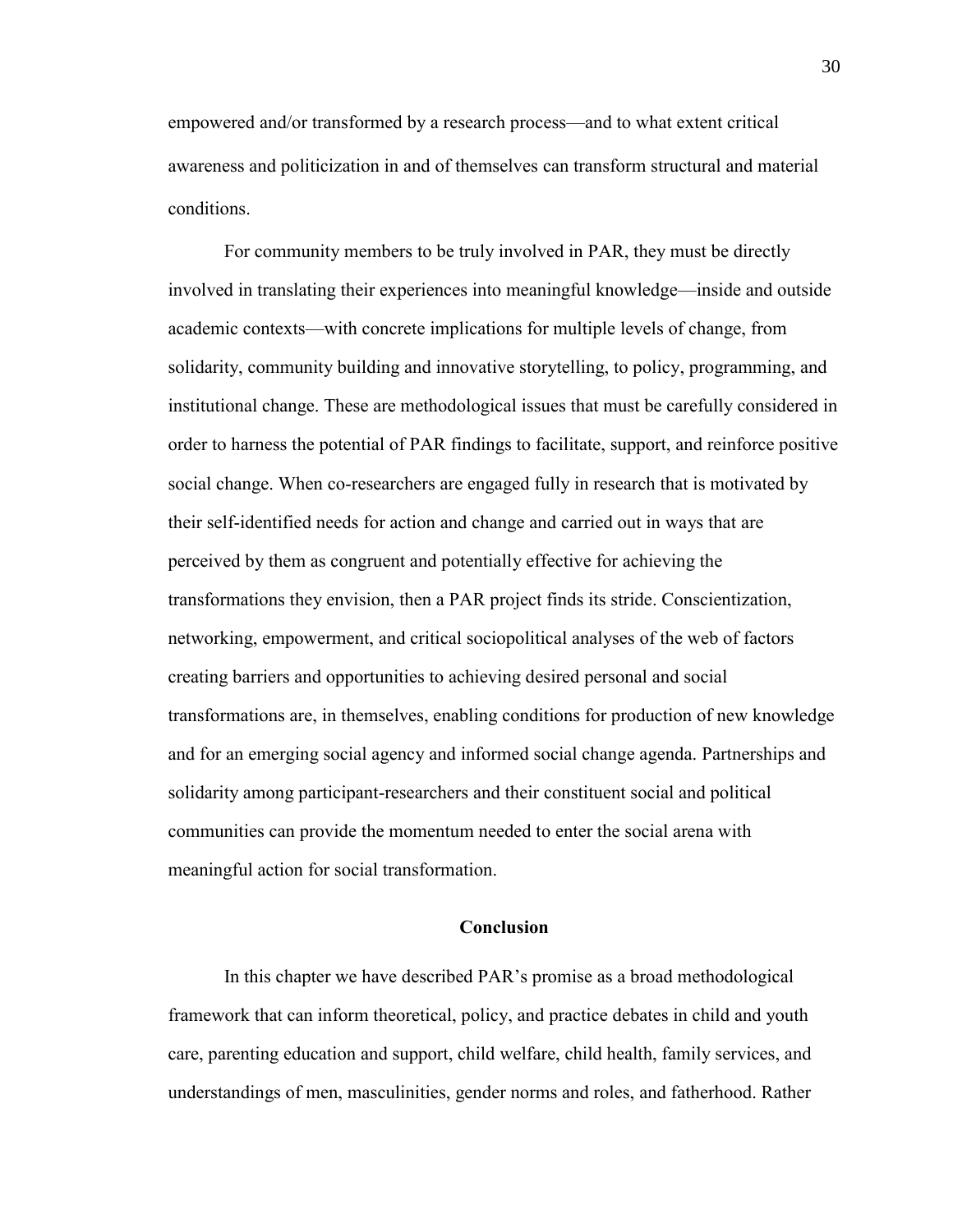empowered and/or transformed by a research process—and to what extent critical awareness and politicization in and of themselves can transform structural and material conditions.

For community members to be truly involved in PAR, they must be directly involved in translating their experiences into meaningful knowledge—inside and outside academic contexts—with concrete implications for multiple levels of change, from solidarity, community building and innovative storytelling, to policy, programming, and institutional change. These are methodological issues that must be carefully considered in order to harness the potential of PAR findings to facilitate, support, and reinforce positive social change. When co-researchers are engaged fully in research that is motivated by their self-identified needs for action and change and carried out in ways that are perceived by them as congruent and potentially effective for achieving the transformations they envision, then a PAR project finds its stride. Conscientization, networking, empowerment, and critical sociopolitical analyses of the web of factors creating barriers and opportunities to achieving desired personal and social transformations are, in themselves, enabling conditions for production of new knowledge and for an emerging social agency and informed social change agenda. Partnerships and solidarity among participant-researchers and their constituent social and political communities can provide the momentum needed to enter the social arena with meaningful action for social transformation.

## Conclusion

In this chapter we have described PAR's promise as a broad methodological framework that can inform theoretical, policy, and practice debates in child and youth care, parenting education and support, child welfare, child health, family services, and understandings of men, masculinities, gender norms and roles, and fatherhood. Rather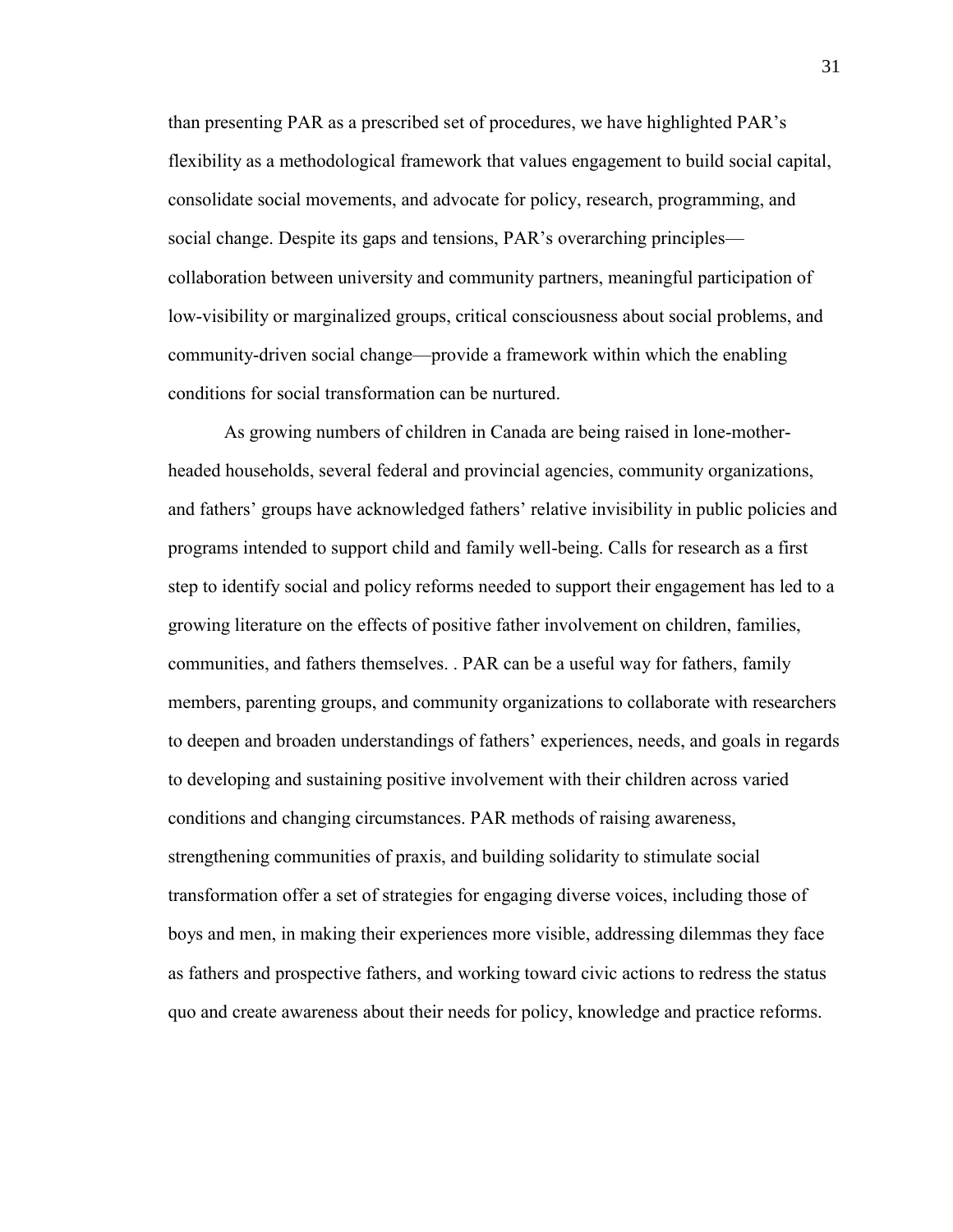than presenting PAR as a prescribed set of procedures, we have highlighted PAR's flexibility as a methodological framework that values engagement to build social capital, consolidate social movements, and advocate for policy, research, programming, and social change. Despite its gaps and tensions, PAR's overarching principles—collaboration between university and community partners, meaningful participation of low-visibility or marginalized groups, critical consciousness about social problems, and community-driven social change—provide a framework within which the enabling conditions for social transformation can be nurtured.

As growing numbers of children in Canada are being raised in lone-mother-headed households, several federal and provincial agencies, community organizations, and fathers' groups have acknowledged fathers' relative invisibility in public policies and programs intended to support child and family well-being. Calls for research as a first step to identify social and policy reforms needed to support their engagement has led to a growing literature on the effects of positive father involvement on children, families, communities, and fathers themselves. . PAR can be a useful way for fathers, family members, parenting groups, and community organizations to collaborate with researchers to deepen and broaden understandings of fathers' experiences, needs, and goals in regards to developing and sustaining positive involvement with their children across varied conditions and changing circumstances. PAR methods of raising awareness, strengthening communities of praxis, and building solidarity to stimulate social transformation offer a set of strategies for engaging diverse voices, including those of boys and men, in making their experiences more visible, addressing dilemmas they face as fathers and prospective fathers, and working toward civic actions to redress the status quo and create awareness about their needs for policy, knowledge and practice reforms.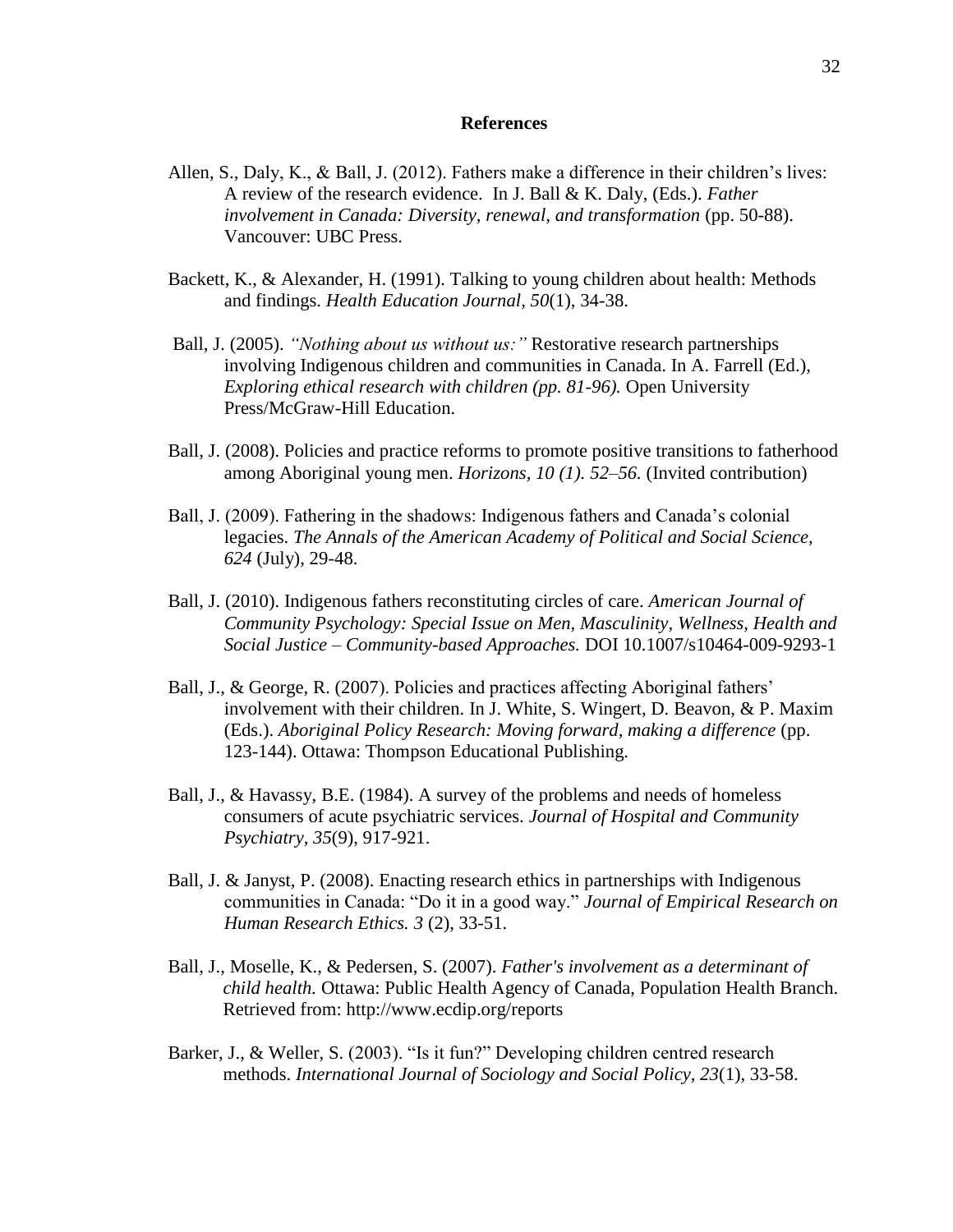## References

Allen, S., Daly, K., & Ball, J. (2012). Fathers make a difference in their children's lives: A review of the research evidence. In J. Ball & K. Daly, (Eds.). *Father involvement in Canada: Diversity, renewal, and transformation* (pp. 50-88). Vancouver: UBC Press.

Backett, K., & Alexander, H. (1991). Talking to young children about health: Methods and findings. *Health Education Journal, 50*(1), 34-38.

Ball, J. (2005). *"Nothing about us without us:"* Restorative research partnerships involving Indigenous children and communities in Canada. In A. Farrell (Ed.), *Exploring ethical research with children (pp. 81-96).* Open University Press/McGraw-Hill Education.

Ball, J. (2008). Policies and practice reforms to promote positive transitions to fatherhood among Aboriginal young men. *Horizons, 10 (1). 52–56.* (Invited contribution)

Ball, J. (2009). Fathering in the shadows: Indigenous fathers and Canada's colonial legacies. *The Annals of the American Academy of Political and Social Science, 624* (July), 29-48.

Ball, J. (2010). Indigenous fathers reconstituting circles of care. *American Journal of Community Psychology: Special Issue on Men, Masculinity, Wellness, Health and Social Justice – Community-based Approaches.* DOI 10.1007/s10464-009-9293-1

Ball, J., & George, R. (2007). Policies and practices affecting Aboriginal fathers' involvement with their children. In J. White, S. Wingert, D. Beavon, & P. Maxim (Eds.). *Aboriginal Policy Research: Moving forward, making a difference* (pp. 123-144). Ottawa: Thompson Educational Publishing.

Ball, J., & Havassy, B.E. (1984). A survey of the problems and needs of homeless consumers of acute psychiatric services. *Journal of Hospital and Community Psychiatry, 35*(9), 917-921.

Ball, J. & Janyst, P. (2008). Enacting research ethics in partnerships with Indigenous communities in Canada: "Do it in a good way." *Journal of Empirical Research on Human Research Ethics. 3* (2), 33-51.

Ball, J., Moselle, K., & Pedersen, S. (2007). *Father's involvement as a determinant of child health.* Ottawa: Public Health Agency of Canada, Population Health Branch. Retrieved from: http://www.ecdip.org/reports

Barker, J., & Weller, S. (2003). "Is it fun?" Developing children centred research methods. *International Journal of Sociology and Social Policy, 23*(1), 33-58.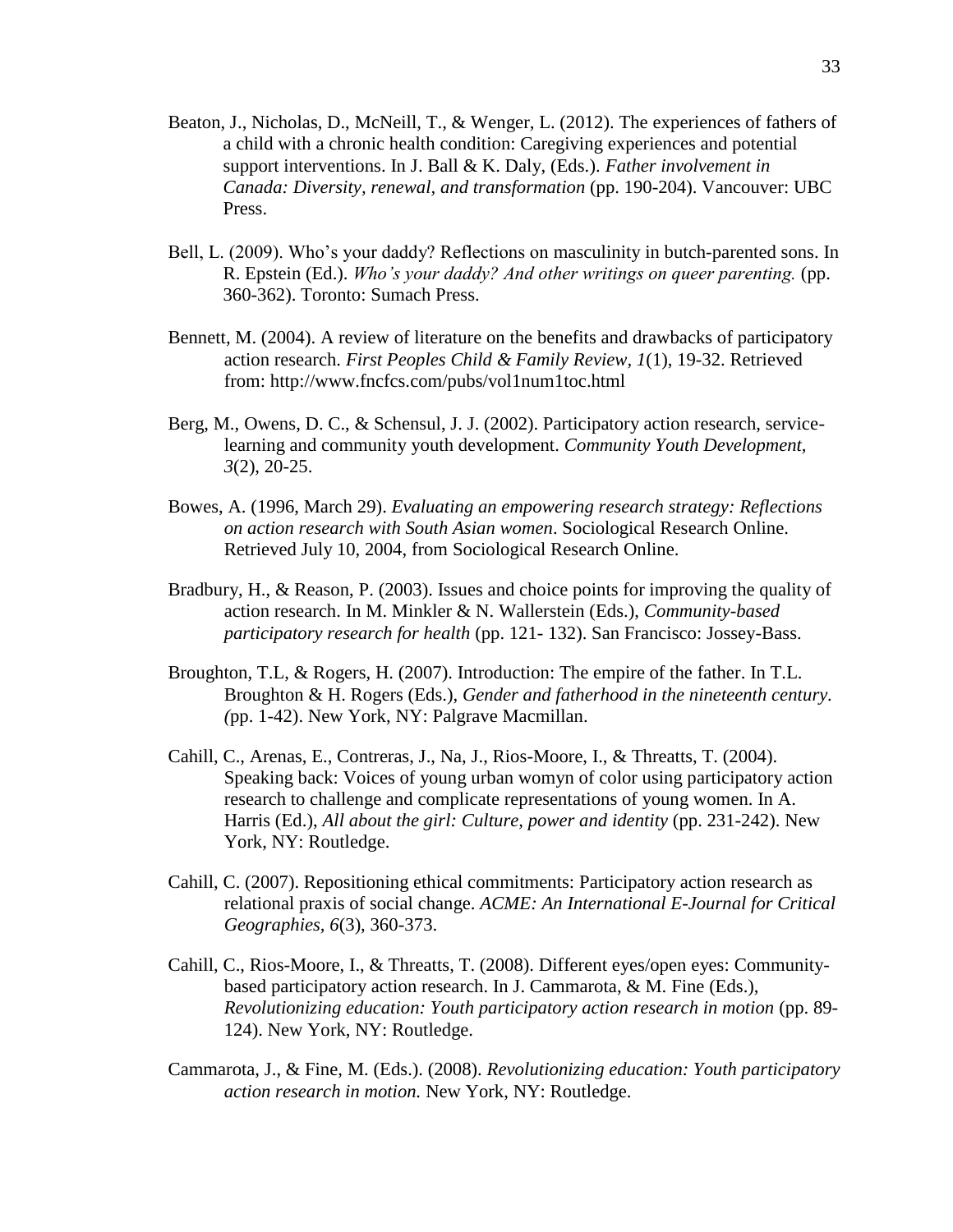Beaton, J., Nicholas, D., McNeill, T., & Wenger, L. (2012). The experiences of fathers of a child with a chronic health condition: Caregiving experiences and potential support interventions. In J. Ball & K. Daly, (Eds.). *Father involvement in Canada: Diversity, renewal, and transformation* (pp. 190-204). Vancouver: UBC Press.

Bell, L. (2009). Who's your daddy? Reflections on masculinity in butch-parented sons. In R. Epstein (Ed.). *Who's your daddy? And other writings on queer parenting.* (pp. 360-362). Toronto: Sumach Press.

Bennett, M. (2004). A review of literature on the benefits and drawbacks of participatory action research. *First Peoples Child & Family Review, 1*(1), 19-32. Retrieved from: http://www.fncfcs.com/pubs/vol1num1toc.html

Berg, M., Owens, D. C., & Schensul, J. J. (2002). Participatory action research, service-learning and community youth development. *Community Youth Development, 3*(2), 20-25.

Bowes, A. (1996, March 29). *Evaluating an empowering research strategy: Reflections on action research with South Asian women*. Sociological Research Online. Retrieved July 10, 2004, from Sociological Research Online.

Bradbury, H., & Reason, P. (2003). Issues and choice points for improving the quality of action research. In M. Minkler & N. Wallerstein (Eds.), *Community-based participatory research for health* (pp. 121- 132). San Francisco: Jossey-Bass.

Broughton, T.L, & Rogers, H. (2007). Introduction: The empire of the father. In T.L. Broughton & H. Rogers (Eds.), *Gender and fatherhood in the nineteenth century. (*pp. 1-42). New York, NY: Palgrave Macmillan.

Cahill, C., Arenas, E., Contreras, J., Na, J., Rios-Moore, I., & Threatts, T. (2004). Speaking back: Voices of young urban womyn of color using participatory action research to challenge and complicate representations of young women. In A. Harris (Ed.), *All about the girl: Culture, power and identity* (pp. 231-242). New York, NY: Routledge.

Cahill, C. (2007). Repositioning ethical commitments: Participatory action research as relational praxis of social change. *ACME: An International E-Journal for Critical Geographies, 6*(3), 360-373.

Cahill, C., Rios-Moore, I., & Threatts, T. (2008). Different eyes/open eyes: Community-based participatory action research. In J. Cammarota, & M. Fine (Eds.), *Revolutionizing education: Youth participatory action research in motion* (pp. 89-124). New York, NY: Routledge.

Cammarota, J., & Fine, M. (Eds.). (2008). *Revolutionizing education: Youth participatory action research in motion.* New York, NY: Routledge.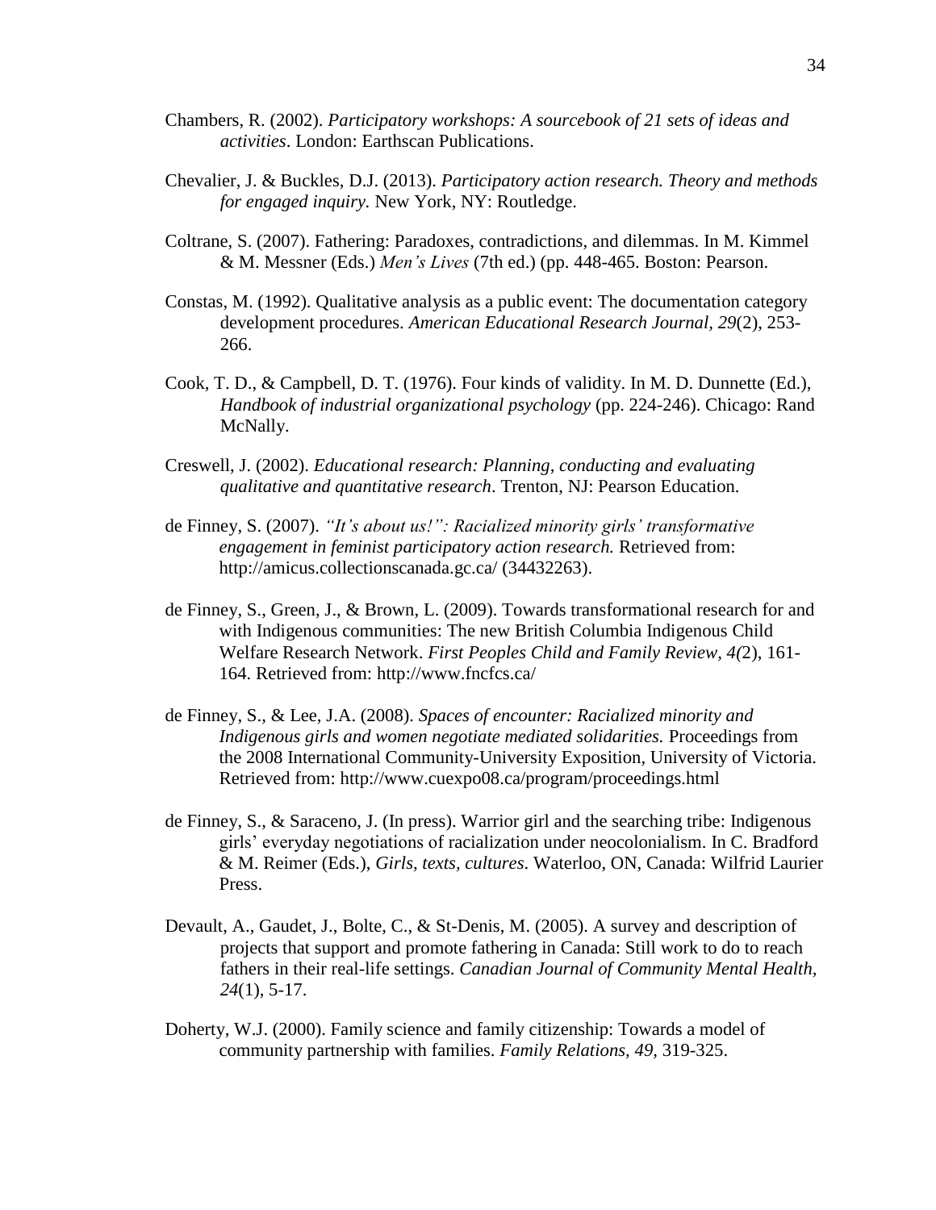Chambers, R. (2002). *Participatory workshops: A sourcebook of 21 sets of ideas and activities*. London: Earthscan Publications.

Chevalier, J. & Buckles, D.J. (2013). *Participatory action research. Theory and methods for engaged inquiry.* New York, NY: Routledge.

Coltrane, S. (2007). Fathering: Paradoxes, contradictions, and dilemmas. In M. Kimmel & M. Messner (Eds.) *Men's Lives* (7th ed.) (pp. 448-465. Boston: Pearson.

Constas, M. (1992). Qualitative analysis as a public event: The documentation category development procedures. *American Educational Research Journal, 29*(2), 253-266.

Cook, T. D., & Campbell, D. T. (1976). Four kinds of validity. In M. D. Dunnette (Ed.), *Handbook of industrial organizational psychology* (pp. 224-246). Chicago: Rand McNally.

Creswell, J. (2002). *Educational research: Planning, conducting and evaluating qualitative and quantitative research*. Trenton, NJ: Pearson Education.

de Finney, S. (2007). *"It's about us!": Racialized minority girls' transformative engagement in feminist participatory action research.* Retrieved from: http://amicus.collectionscanada.gc.ca/ (34432263).

de Finney, S., Green, J., & Brown, L. (2009). Towards transformational research for and with Indigenous communities: The new British Columbia Indigenous Child Welfare Research Network. *First Peoples Child and Family Review, 4(*2), 161-164. Retrieved from: http://www.fncfcs.ca/

de Finney, S., & Lee, J.A. (2008). *Spaces of encounter: Racialized minority and Indigenous girls and women negotiate mediated solidarities.* Proceedings from the 2008 International Community-University Exposition, University of Victoria. Retrieved from: http://www.cuexpo08.ca/program/proceedings.html

de Finney, S., & Saraceno, J. (In press). Warrior girl and the searching tribe: Indigenous girls' everyday negotiations of racialization under neocolonialism. In C. Bradford & M. Reimer (Eds.), *Girls, texts, cultures*. Waterloo, ON, Canada: Wilfrid Laurier Press.

Devault, A., Gaudet, J., Bolte, C., & St-Denis, M. (2005). A survey and description of projects that support and promote fathering in Canada: Still work to do to reach fathers in their real-life settings. *Canadian Journal of Community Mental Health, 24*(1), 5-17.

Doherty, W.J. (2000). Family science and family citizenship: Towards a model of community partnership with families. *Family Relations, 49,* 319-325.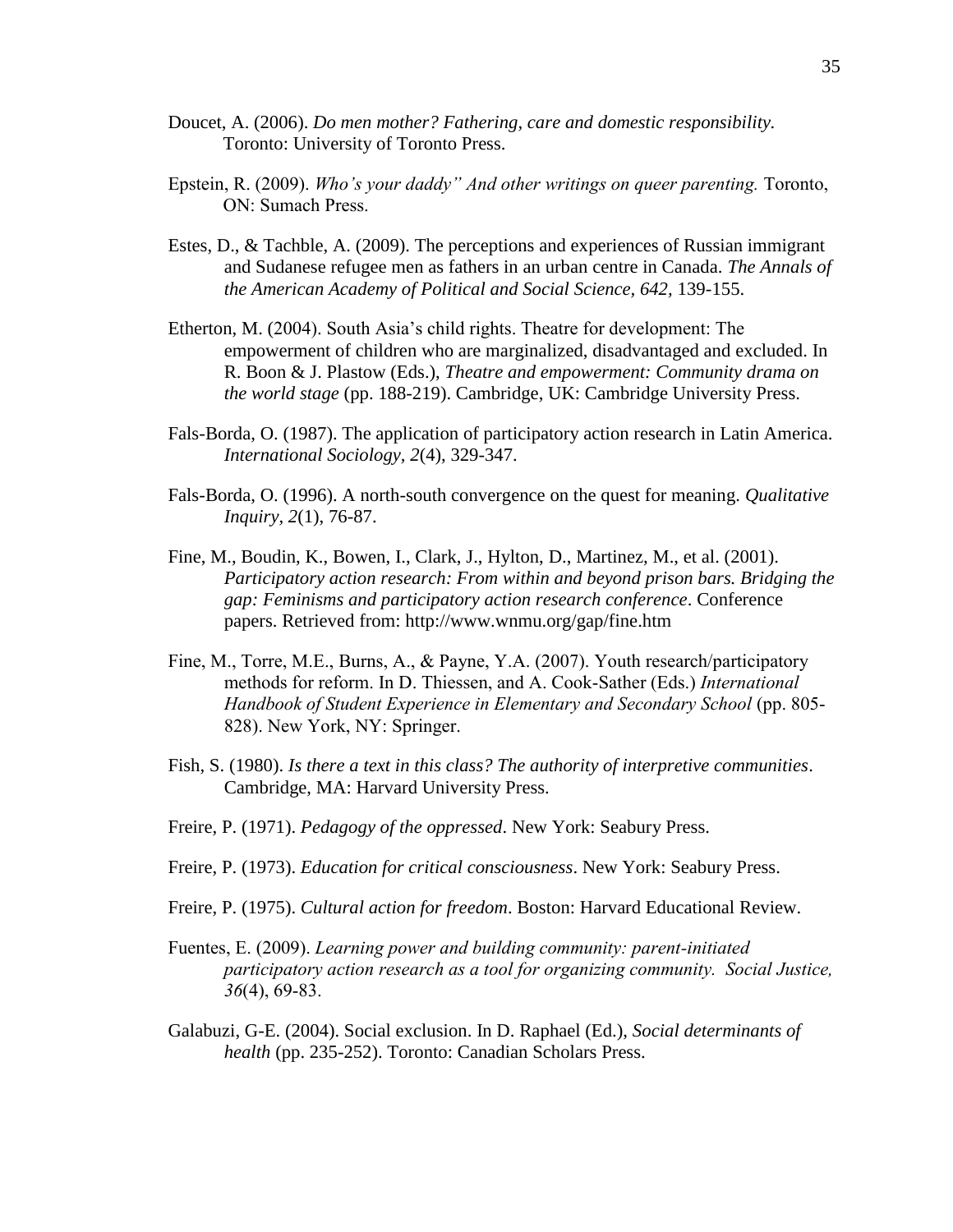Doucet, A. (2006). *Do men mother? Fathering, care and domestic responsibility.* Toronto: University of Toronto Press.

Epstein, R. (2009). *Who's your daddy" And other writings on queer parenting.* Toronto, ON: Sumach Press.

Estes, D., & Tachble, A. (2009). The perceptions and experiences of Russian immigrant and Sudanese refugee men as fathers in an urban centre in Canada. *The Annals of the American Academy of Political and Social Science, 642,* 139-155.

Etherton, M. (2004). South Asia's child rights. Theatre for development: The empowerment of children who are marginalized, disadvantaged and excluded. In R. Boon & J. Plastow (Eds.), *Theatre and empowerment: Community drama on the world stage* (pp. 188-219). Cambridge, UK: Cambridge University Press.

Fals-Borda, O. (1987). The application of participatory action research in Latin America. *International Sociology, 2*(4), 329-347.

Fals-Borda, O. (1996). A north-south convergence on the quest for meaning. *Qualitative Inquiry, 2*(1), 76-87.

Fine, M., Boudin, K., Bowen, I., Clark, J., Hylton, D., Martinez, M., et al. (2001). *Participatory action research: From within and beyond prison bars. Bridging the gap: Feminisms and participatory action research conference*. Conference papers. Retrieved from: http://www.wnmu.org/gap/fine.htm

Fine, M., Torre, M.E., Burns, A., & Payne, Y.A. (2007). Youth research/participatory methods for reform. In D. Thiessen, and A. Cook-Sather (Eds.) *International Handbook of Student Experience in Elementary and Secondary School* (pp. 805-828). New York, NY: Springer.

Fish, S. (1980). *Is there a text in this class? The authority of interpretive communities*. Cambridge, MA: Harvard University Press.

Freire, P. (1971). *Pedagogy of the oppressed*. New York: Seabury Press.

Freire, P. (1973). *Education for critical consciousness*. New York: Seabury Press.

Freire, P. (1975). *Cultural action for freedom*. Boston: Harvard Educational Review.

Fuentes, E. (2009). *Learning power and building community: parent-initiated participatory action research as a tool for organizing community. Social Justice, 36*(4), 69-83.

Galabuzi, G-E. (2004). Social exclusion. In D. Raphael (Ed.), *Social determinants of health* (pp. 235-252). Toronto: Canadian Scholars Press.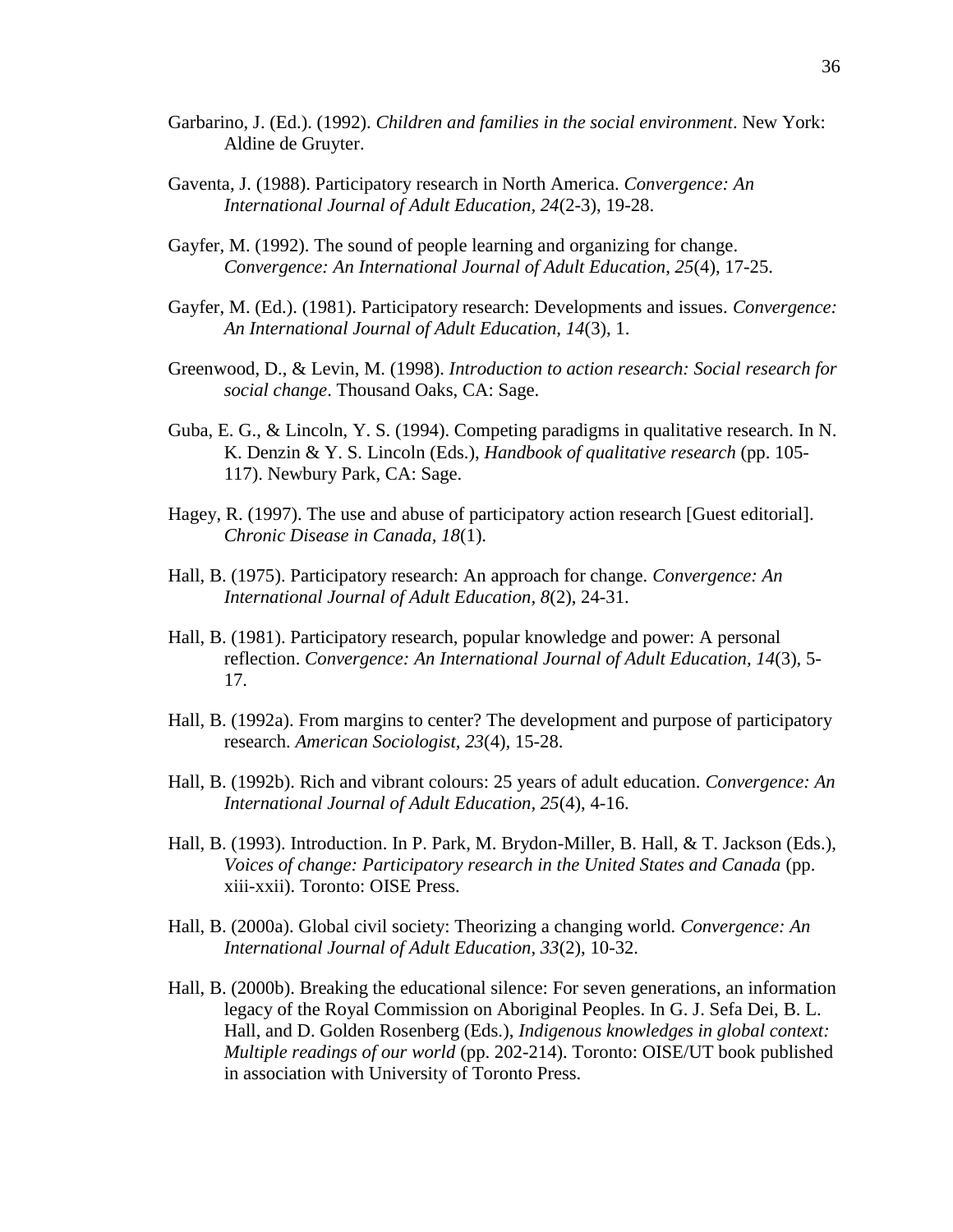Garbarino, J. (Ed.). (1992). *Children and families in the social environment*. New York: Aldine de Gruyter.

Gaventa, J. (1988). Participatory research in North America. *Convergence: An International Journal of Adult Education, 24*(2-3), 19-28.

Gayfer, M. (1992). The sound of people learning and organizing for change. *Convergence: An International Journal of Adult Education, 25*(4), 17-25.

Gayfer, M. (Ed.). (1981). Participatory research: Developments and issues. *Convergence: An International Journal of Adult Education, 14*(3), 1.

Greenwood, D., & Levin, M. (1998). *Introduction to action research: Social research for social change*. Thousand Oaks, CA: Sage.

Guba, E. G., & Lincoln, Y. S. (1994). Competing paradigms in qualitative research. In N. K. Denzin & Y. S. Lincoln (Eds.), *Handbook of qualitative research* (pp. 105-117). Newbury Park, CA: Sage.

Hagey, R. (1997). The use and abuse of participatory action research [Guest editorial]. *Chronic Disease in Canada, 18*(1).

Hall, B. (1975). Participatory research: An approach for change. *Convergence: An International Journal of Adult Education, 8*(2), 24-31.

Hall, B. (1981). Participatory research, popular knowledge and power: A personal reflection. *Convergence: An International Journal of Adult Education, 14*(3), 5-17.

Hall, B. (1992a). From margins to center? The development and purpose of participatory research. *American Sociologist, 23*(4), 15-28.

Hall, B. (1992b). Rich and vibrant colours: 25 years of adult education. *Convergence: An International Journal of Adult Education, 25*(4), 4-16.

Hall, B. (1993). Introduction. In P. Park, M. Brydon-Miller, B. Hall, & T. Jackson (Eds.), *Voices of change: Participatory research in the United States and Canada* (pp. xiii-xxii). Toronto: OISE Press.

Hall, B. (2000a). Global civil society: Theorizing a changing world. *Convergence: An International Journal of Adult Education, 33*(2), 10-32.

Hall, B. (2000b). Breaking the educational silence: For seven generations, an information legacy of the Royal Commission on Aboriginal Peoples. In G. J. Sefa Dei, B. L. Hall, and D. Golden Rosenberg (Eds.), *Indigenous knowledges in global context: Multiple readings of our world* (pp. 202-214). Toronto: OISE/UT book published in association with University of Toronto Press.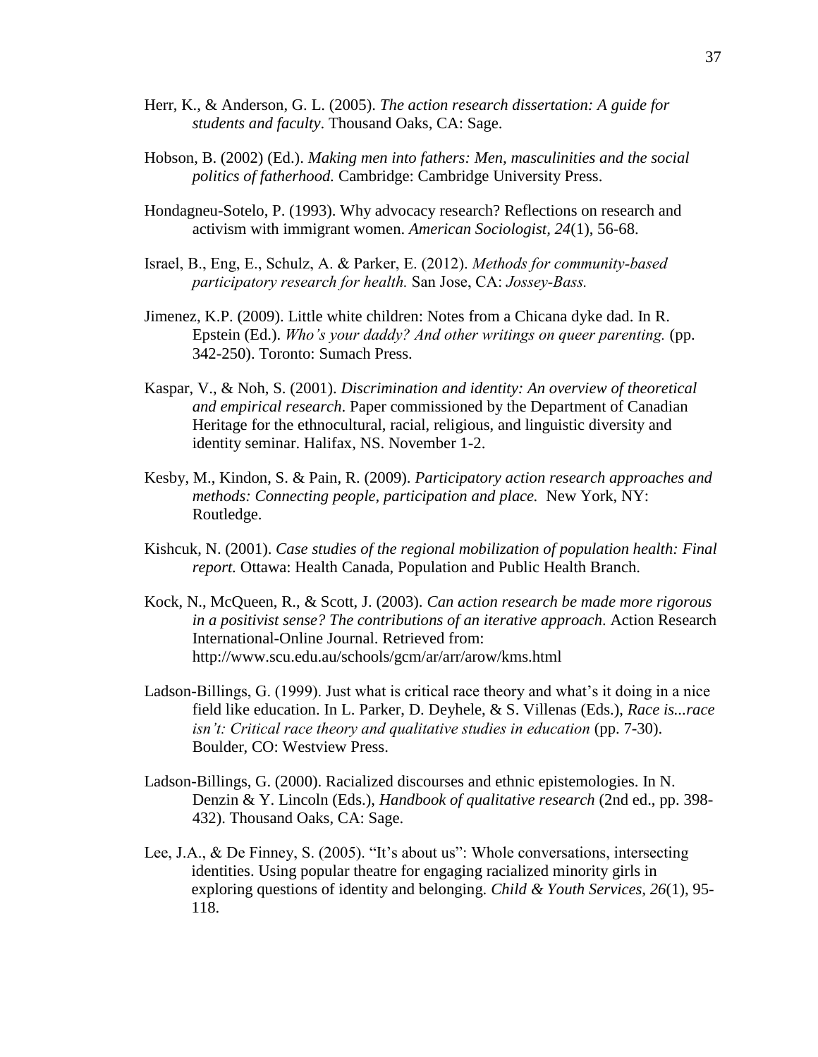Herr, K., & Anderson, G. L. (2005). *The action research dissertation: A guide for students and faculty*. Thousand Oaks, CA: Sage.

Hobson, B. (2002) (Ed.). *Making men into fathers: Men, masculinities and the social politics of fatherhood.* Cambridge: Cambridge University Press.

Hondagneu-Sotelo, P. (1993). Why advocacy research? Reflections on research and activism with immigrant women. *American Sociologist, 24*(1), 56-68.

Israel, B., Eng, E., Schulz, A. & Parker, E. (2012). *Methods for community-based participatory research for health.* San Jose, CA: *Jossey-Bass.*

Jimenez, K.P. (2009). Little white children: Notes from a Chicana dyke dad. In R. Epstein (Ed.). *Who's your daddy? And other writings on queer parenting.* (pp. 342-250). Toronto: Sumach Press.

Kaspar, V., & Noh, S. (2001). *Discrimination and identity: An overview of theoretical and empirical research*. Paper commissioned by the Department of Canadian Heritage for the ethnocultural, racial, religious, and linguistic diversity and identity seminar. Halifax, NS. November 1-2.

Kesby, M., Kindon, S. & Pain, R. (2009). *Participatory action research approaches and methods: Connecting people, participation and place.* New York, NY: Routledge.

Kishcuk, N. (2001). *Case studies of the regional mobilization of population health: Final report.* Ottawa: Health Canada, Population and Public Health Branch.

Kock, N., McQueen, R., & Scott, J. (2003). *Can action research be made more rigorous in a positivist sense? The contributions of an iterative approach.* Action Research International-Online Journal. Retrieved from: http://www.scu.edu.au/schools/gcm/ar/arr/arow/kms.html

Ladson-Billings, G. (1999). Just what is critical race theory and what's it doing in a nice field like education. In L. Parker, D. Deyhele, & S. Villenas (Eds.), *Race is...race isn't: Critical race theory and qualitative studies in education* (pp. 7-30). Boulder, CO: Westview Press.

Ladson-Billings, G. (2000). Racialized discourses and ethnic epistemologies. In N. Denzin & Y. Lincoln (Eds.), *Handbook of qualitative research* (2nd ed., pp. 398-432). Thousand Oaks, CA: Sage.

Lee, J.A., & De Finney, S. (2005). "It's about us": Whole conversations, intersecting identities. Using popular theatre for engaging racialized minority girls in exploring questions of identity and belonging. *Child & Youth Services, 26*(1), 95-118.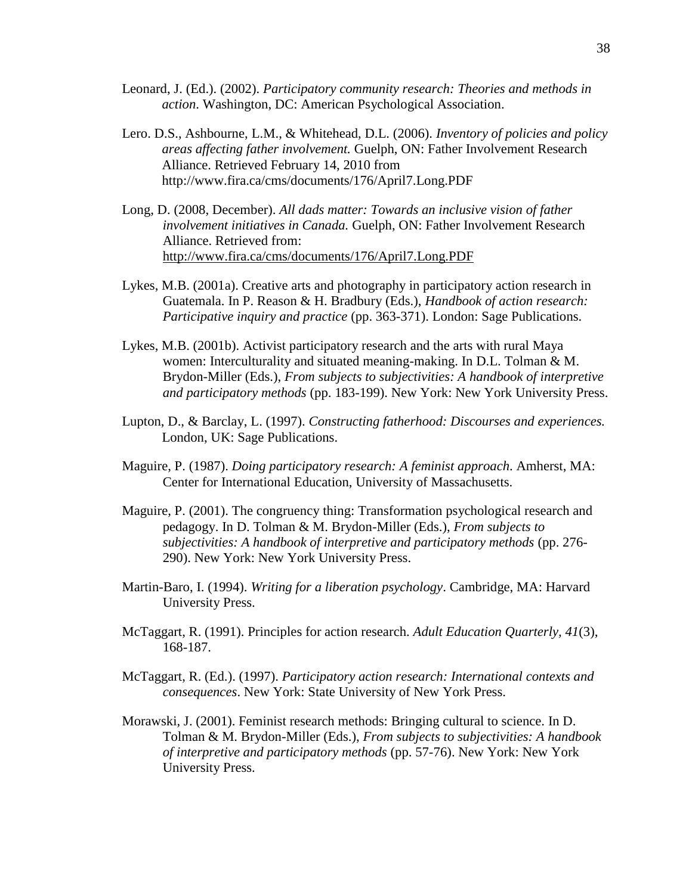Leonard, J. (Ed.). (2002). *Participatory community research: Theories and methods in action*. Washington, DC: American Psychological Association.

Lero. D.S., Ashbourne, L.M., & Whitehead, D.L. (2006). *Inventory of policies and policy areas affecting father involvement.* Guelph, ON: Father Involvement Research Alliance. Retrieved February 14, 2010 from http://www.fira.ca/cms/documents/176/April7.Long.PDF

Long, D. (2008, December). *All dads matter: Towards an inclusive vision of father involvement initiatives in Canada.* Guelph, ON: Father Involvement Research Alliance. Retrieved from: http://www.fira.ca/cms/documents/176/April7.Long.PDF

Lykes, M.B. (2001a). Creative arts and photography in participatory action research in Guatemala. In P. Reason & H. Bradbury (Eds.), *Handbook of action research: Participative inquiry and practice* (pp. 363-371). London: Sage Publications.

Lykes, M.B. (2001b). Activist participatory research and the arts with rural Maya women: Interculturality and situated meaning-making. In D.L. Tolman & M. Brydon-Miller (Eds.), *From subjects to subjectivities: A handbook of interpretive and participatory methods* (pp. 183-199). New York: New York University Press.

Lupton, D., & Barclay, L. (1997). *Constructing fatherhood: Discourses and experiences.* London, UK: Sage Publications.

Maguire, P. (1987). *Doing participatory research: A feminist approach*. Amherst, MA: Center for International Education, University of Massachusetts.

Maguire, P. (2001). The congruency thing: Transformation psychological research and pedagogy. In D. Tolman & M. Brydon-Miller (Eds.), *From subjects to subjectivities: A handbook of interpretive and participatory methods* (pp. 276-290). New York: New York University Press.

Martin-Baro, I. (1994). *Writing for a liberation psychology*. Cambridge, MA: Harvard University Press.

McTaggart, R. (1991). Principles for action research. *Adult Education Quarterly, 41*(3), 168-187.

McTaggart, R. (Ed.). (1997). *Participatory action research: International contexts and consequences*. New York: State University of New York Press.

Morawski, J. (2001). Feminist research methods: Bringing cultural to science. In D. Tolman & M. Brydon-Miller (Eds.), *From subjects to subjectivities: A handbook of interpretive and participatory methods* (pp. 57-76). New York: New York University Press.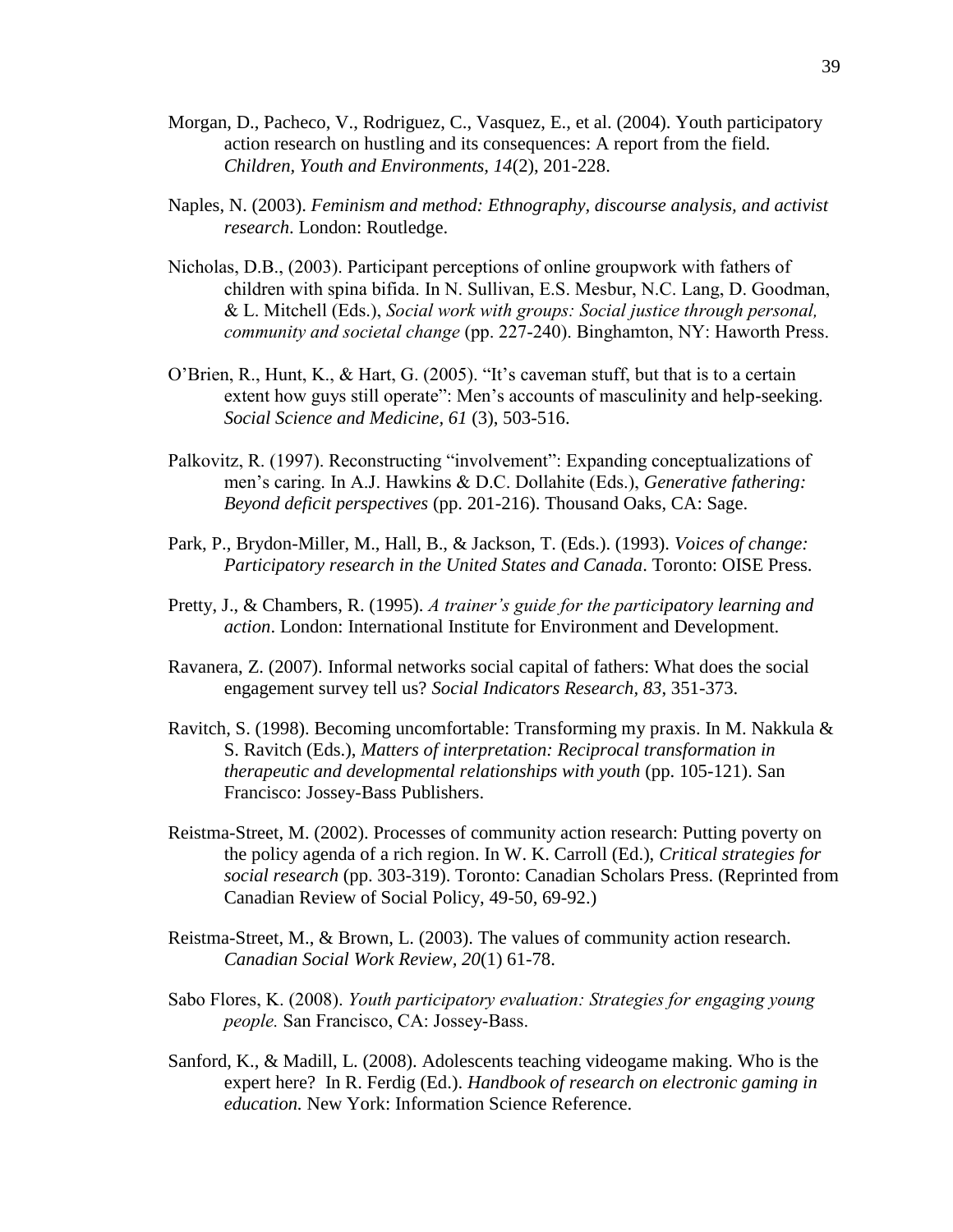Morgan, D., Pacheco, V., Rodriguez, C., Vasquez, E., et al. (2004). Youth participatory action research on hustling and its consequences: A report from the field. *Children, Youth and Environments, 14*(2), 201-228.

Naples, N. (2003). *Feminism and method: Ethnography, discourse analysis, and activist research*. London: Routledge.

Nicholas, D.B., (2003). Participant perceptions of online groupwork with fathers of children with spina bifida. In N. Sullivan, E.S. Mesbur, N.C. Lang, D. Goodman, & L. Mitchell (Eds.), *Social work with groups: Social justice through personal, community and societal change* (pp. 227-240). Binghamton, NY: Haworth Press.

O'Brien, R., Hunt, K., & Hart, G. (2005). "It's caveman stuff, but that is to a certain extent how guys still operate": Men's accounts of masculinity and help-seeking. *Social Science and Medicine, 61* (3), 503-516.

Palkovitz, R. (1997). Reconstructing "involvement": Expanding conceptualizations of men's caring. In A.J. Hawkins & D.C. Dollahite (Eds.), *Generative fathering: Beyond deficit perspectives* (pp. 201-216). Thousand Oaks, CA: Sage.

Park, P., Brydon-Miller, M., Hall, B., & Jackson, T. (Eds.). (1993). *Voices of change: Participatory research in the United States and Canada*. Toronto: OISE Press.

Pretty, J., & Chambers, R. (1995). *A trainer's guide for the participatory learning and action*. London: International Institute for Environment and Development.

Ravanera, Z. (2007). Informal networks social capital of fathers: What does the social engagement survey tell us? *Social Indicators Research, 83*, 351-373.

Ravitch, S. (1998). Becoming uncomfortable: Transforming my praxis. In M. Nakkula & S. Ravitch (Eds.), *Matters of interpretation: Reciprocal transformation in therapeutic and developmental relationships with youth* (pp. 105-121). San Francisco: Jossey-Bass Publishers.

Reistma-Street, M. (2002). Processes of community action research: Putting poverty on the policy agenda of a rich region. In W. K. Carroll (Ed.), *Critical strategies for social research* (pp. 303-319). Toronto: Canadian Scholars Press. (Reprinted from Canadian Review of Social Policy, 49-50, 69-92.)

Reistma-Street, M., & Brown, L. (2003). The values of community action research. *Canadian Social Work Review, 20*(1) 61-78.

Sabo Flores, K. (2008). *Youth participatory evaluation: Strategies for engaging young people.* San Francisco, CA: Jossey-Bass.

Sanford, K., & Madill, L. (2008). Adolescents teaching videogame making. Who is the expert here? In R. Ferdig (Ed.). *Handbook of research on electronic gaming in education.* New York: Information Science Reference.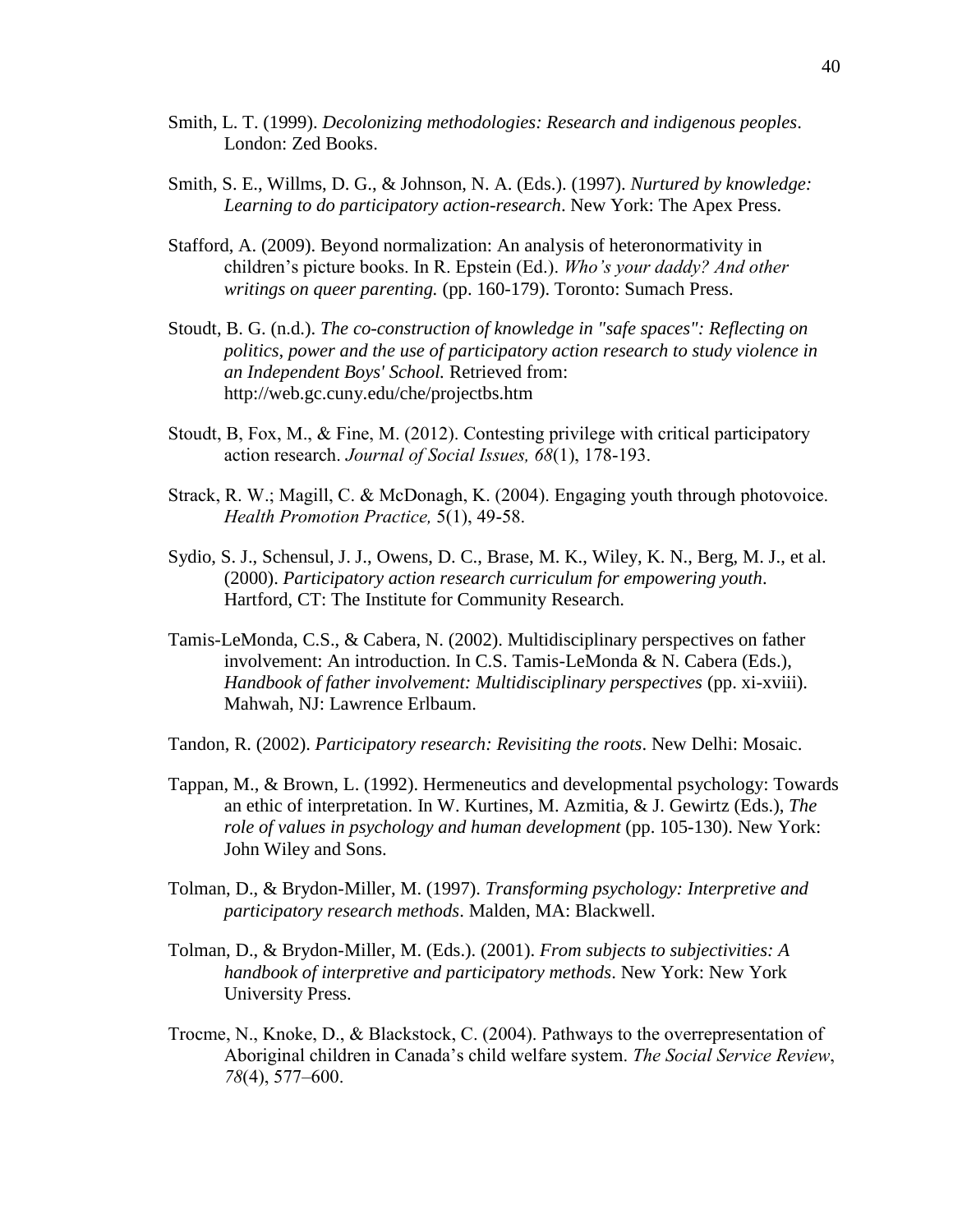Smith, L. T. (1999). *Decolonizing methodologies: Research and indigenous peoples*. London: Zed Books.

Smith, S. E., Willms, D. G., & Johnson, N. A. (Eds.). (1997). *Nurtured by knowledge: Learning to do participatory action-research*. New York: The Apex Press.

Stafford, A. (2009). Beyond normalization: An analysis of heteronormativity in children's picture books. In R. Epstein (Ed.). *Who's your daddy? And other writings on queer parenting.* (pp. 160-179). Toronto: Sumach Press.

Stoudt, B. G. (n.d.). *The co-construction of knowledge in "safe spaces": Reflecting on politics, power and the use of participatory action research to study violence in an Independent Boys' School.* Retrieved from: http://web.gc.cuny.edu/che/projectbs.htm

Stoudt, B, Fox, M., & Fine, M. (2012). Contesting privilege with critical participatory action research. *Journal of Social Issues, 68*(1), 178-193.

Strack, R. W.; Magill, C. & McDonagh, K. (2004). Engaging youth through photovoice. *Health Promotion Practice,* 5(1), 49-58.

Sydio, S. J., Schensul, J. J., Owens, D. C., Brase, M. K., Wiley, K. N., Berg, M. J., et al. (2000). *Participatory action research curriculum for empowering youth*. Hartford, CT: The Institute for Community Research.

Tamis-LeMonda, C.S., & Cabera, N. (2002). Multidisciplinary perspectives on father involvement: An introduction. In C.S. Tamis-LeMonda & N. Cabera (Eds.), *Handbook of father involvement: Multidisciplinary perspectives* (pp. xi-xviii). Mahwah, NJ: Lawrence Erlbaum.

Tandon, R. (2002). *Participatory research: Revisiting the roots*. New Delhi: Mosaic.

Tappan, M., & Brown, L. (1992). Hermeneutics and developmental psychology: Towards an ethic of interpretation. In W. Kurtines, M. Azmitia, & J. Gewirtz (Eds.), *The role of values in psychology and human development* (pp. 105-130). New York: John Wiley and Sons.

Tolman, D., & Brydon-Miller, M. (1997). *Transforming psychology: Interpretive and participatory research methods*. Malden, MA: Blackwell.

Tolman, D., & Brydon-Miller, M. (Eds.). (2001). *From subjects to subjectivities: A handbook of interpretive and participatory methods*. New York: New York University Press.

Trocme, N., Knoke, D., & Blackstock, C. (2004). Pathways to the overrepresentation of Aboriginal children in Canada's child welfare system. *The Social Service Review*, *78*(4), 577–600.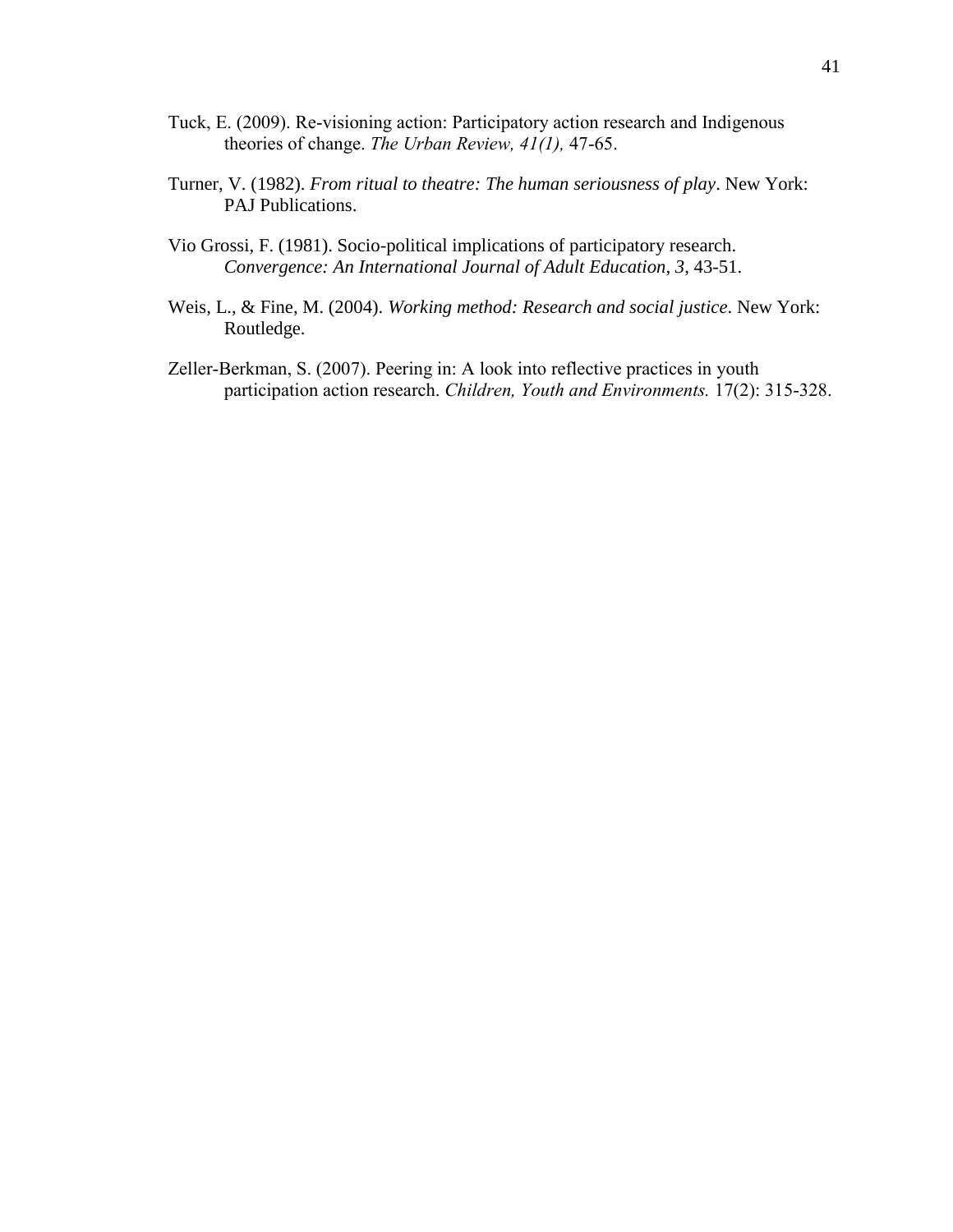Tuck, E. (2009). Re-visioning action: Participatory action research and Indigenous theories of change. *The Urban Review, 41(1),* 47-65.

Turner, V. (1982). *From ritual to theatre: The human seriousness of play*. New York: PAJ Publications.

Vio Grossi, F. (1981). Socio-political implications of participatory research. *Convergence: An International Journal of Adult Education, 3*, 43-51.

Weis, L., & Fine, M. (2004). *Working method: Research and social justice*. New York: Routledge.

Zeller-Berkman, S. (2007). Peering in: A look into reflective practices in youth participation action research. *Children, Youth and Environments.* 17(2): 315-328.